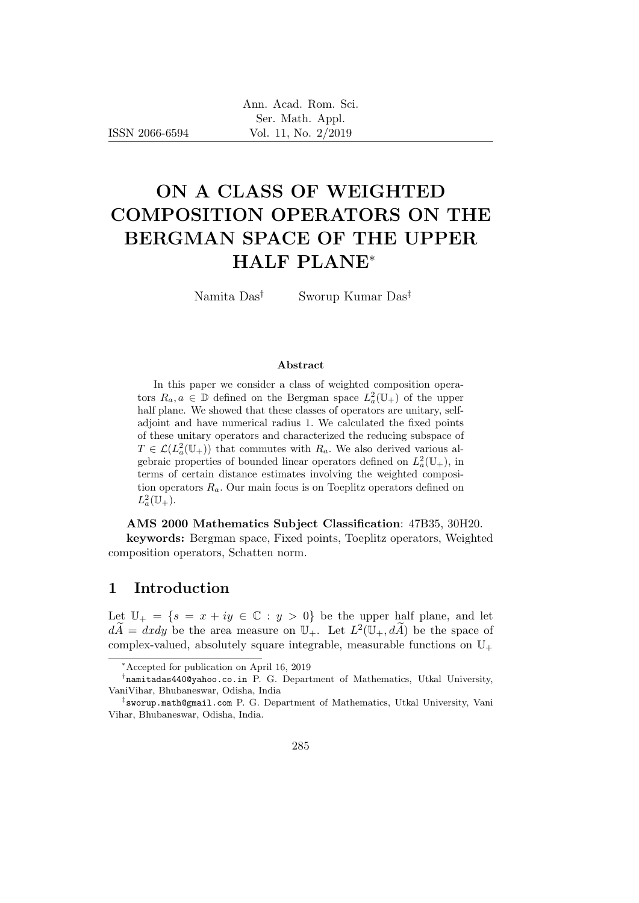# ON A CLASS OF WEIGHTED COMPOSITION OPERATORS ON THE BERGMAN SPACE OF THE UPPER HALF PLANE*

Namita Das[†] Sworup Kumar Das[‡]

### Abstract

In this paper we consider a class of weighted composition operators $R_a, a \in \mathbb{D}$ defined on the Bergman space $L^2_a(\mathbb{U}_+)$ of the upper half plane. We showed that these classes of operators are unitary, self-adjoint and have numerical radius 1. We calculated the fixed points of these unitary operators and characterized the reducing subspace of $T \in \mathcal{L}(L^2_a(\mathbb{U}_+))$ that commutes with $R_a$. We also derived various algebraic properties of bounded linear operators defined on $L^2_a(\mathbb{U}_+)$, in terms of certain distance estimates involving the weighted composition operators $R_a$. Our main focus is on Toeplitz operators defined on $L^2_a(\mathbb{U}_+)$.

**AMS 2000 Mathematics Subject Classification**: 47B35, 30H20.

**keywords:** Bergman space, Fixed points, Toeplitz operators, Weighted composition operators, Schatten norm.

## 1 Introduction

Let $\mathbb{U}_+ = \{s = x + iy \in \mathbb{C} : y > 0\}$ be the upper half plane, and let $d\widetilde{A} = dxdy$ be the area measure on $\mathbb{U}_+$. Let $L^2(\mathbb{U}_+, d\widetilde{A})$ be the space of complex-valued, absolutely square integrable, measurable functions on $\mathbb{U}_+$

---

*Accepted for publication on April 16, 2019

[†] namitadas440@yahoo.co.in P. G. Department of Mathematics, Utkal University, VaniVihar, Bhubaneswar, Odisha, India

[‡] sworup.math@gmail.com P. G. Department of Mathematics, Utkal University, Vani Vihar, Bhubaneswar, Odisha, India.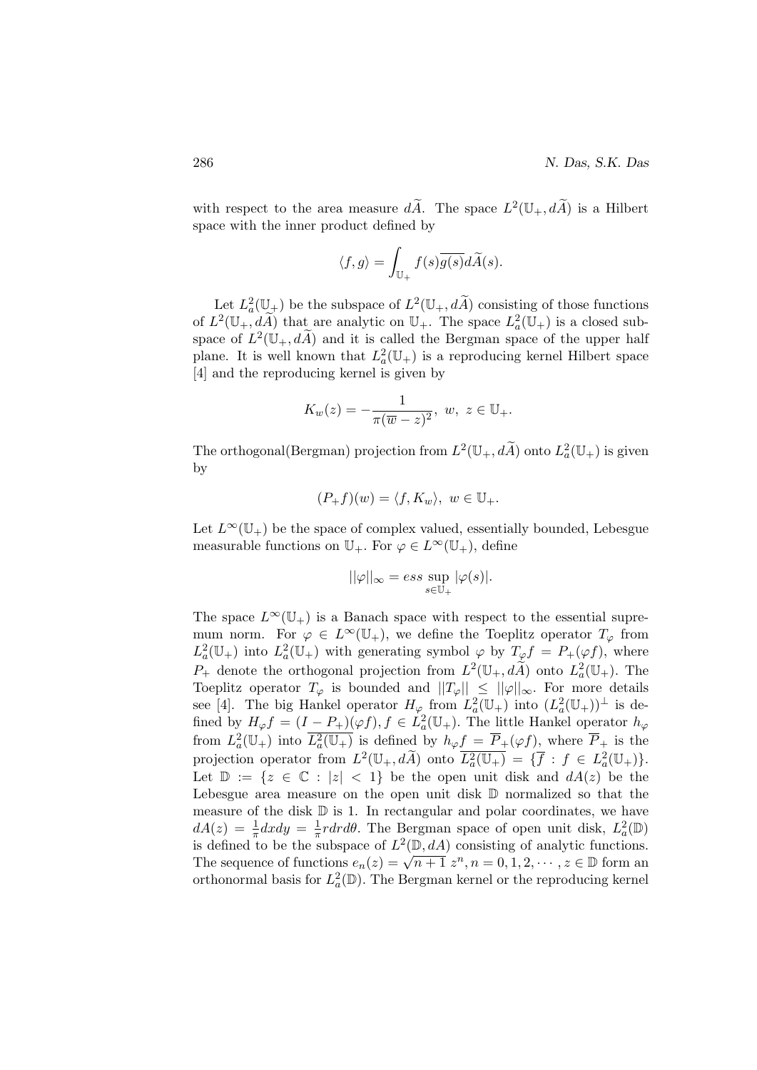with respect to the area measure $d\widetilde{A}$. The space $L^2(\mathbb{U}_+, d\widetilde{A})$ is a Hilbert space with the inner product defined by

$$\langle f, g\rangle = \int_{\mathbb{U}_+} f(s)\overline{g(s)} d\widetilde{A}(s).$$

Let $L^2_a(\mathbb{U}_+)$ be the subspace of $L^2(\mathbb{U}_+, d\widetilde{A})$ consisting of those functions of $L^2(\mathbb{U}_+, d\widetilde{A})$ that are analytic on $\mathbb{U}_+$. The space $L^2_a(\mathbb{U}_+)$ is a closed subspace of $L^2(\mathbb{U}_+, d\widetilde{A})$ and it is called the Bergman space of the upper half plane. It is well known that $L^2_a(\mathbb{U}_+)$ is a reproducing kernel Hilbert space [4] and the reproducing kernel is given by

$$K_w(z) = -\frac{1}{\pi(\overline{w} - z)^2}, \ w, \ z \in \mathbb{U}_+.$$

The orthogonal(Bergman) projection from $L^2(\mathbb{U}_+, d\widetilde{A})$ onto $L^2_a(\mathbb{U}_+)$ is given by

$$(P_+ f)(w) = \langle f, K_w\rangle, \ w \in \mathbb{U}_+.$$

Let $L^\infty(\mathbb{U}_+)$ be the space of complex valued, essentially bounded, Lebesgue measurable functions on $\mathbb{U}_+$. For $\varphi \in L^\infty(\mathbb{U}_+)$, define

$$||\varphi||_\infty = ess \sup_{s \in \mathbb{U}_+} |\varphi(s)|.$$

The space $L^\infty(\mathbb{U}_+)$ is a Banach space with respect to the essential supremum norm. For $\varphi \in L^\infty(\mathbb{U}_+)$, we define the Toeplitz operator $T_\varphi$ from $L^2_a(\mathbb{U}_+)$ into $L^2_a(\mathbb{U}_+)$ with generating symbol $\varphi$ by $T_\varphi f = P_+(\varphi f)$, where $P_+$ denote the orthogonal projection from $L^2(\mathbb{U}_+, d\widetilde{A})$ onto $L^2_a(\mathbb{U}_+)$. The Toeplitz operator $T_\varphi$ is bounded and $||T_\varphi|| \leq ||\varphi||_\infty$. For more details see [4]. The big Hankel operator $H_\varphi$ from $L^2_a(\mathbb{U}_+)$ into $(L^2_a(\mathbb{U}_+))^\perp$ is defined by $H_\varphi f = (I - P_+)(\varphi f), f \in L^2_a(\mathbb{U}_+)$. The little Hankel operator $h_\varphi$ from $L^2_a(\mathbb{U}_+)$ into $\overline{L^2_a(\mathbb{U}_+)}$ is defined by $h_\varphi f = \overline{P}_+(\varphi f)$, where $\overline{P}_+$ is the projection operator from $L^2(\mathbb{U}_+, d\widetilde{A})$ onto $\overline{L^2_a(\mathbb{U}_+)} = \{\overline{f} : f \in L^2_a(\mathbb{U}_+)\}$. Let $\mathbb{D} := \{z \in \mathbb{C} : |z| < 1\}$ be the open unit disk and $dA(z)$ be the Lebesgue area measure on the open unit disk $\mathbb{D}$ normalized so that the measure of the disk $\mathbb{D}$ is 1. In rectangular and polar coordinates, we have $dA(z) = \frac{1}{\pi}dxdy = \frac{1}{\pi}rdrd\theta$. The Bergman space of open unit disk, $L^2_a(\mathbb{D})$ is defined to be the subspace of $L^2(\mathbb{D}, dA)$ consisting of analytic functions. The sequence of functions $e_n(z) = \sqrt{n+1}\, z^n, n = 0, 1, 2, \cdots, z \in \mathbb{D}$ form an orthonormal basis for $L^2_a(\mathbb{D})$. The Bergman kernel or the reproducing kernel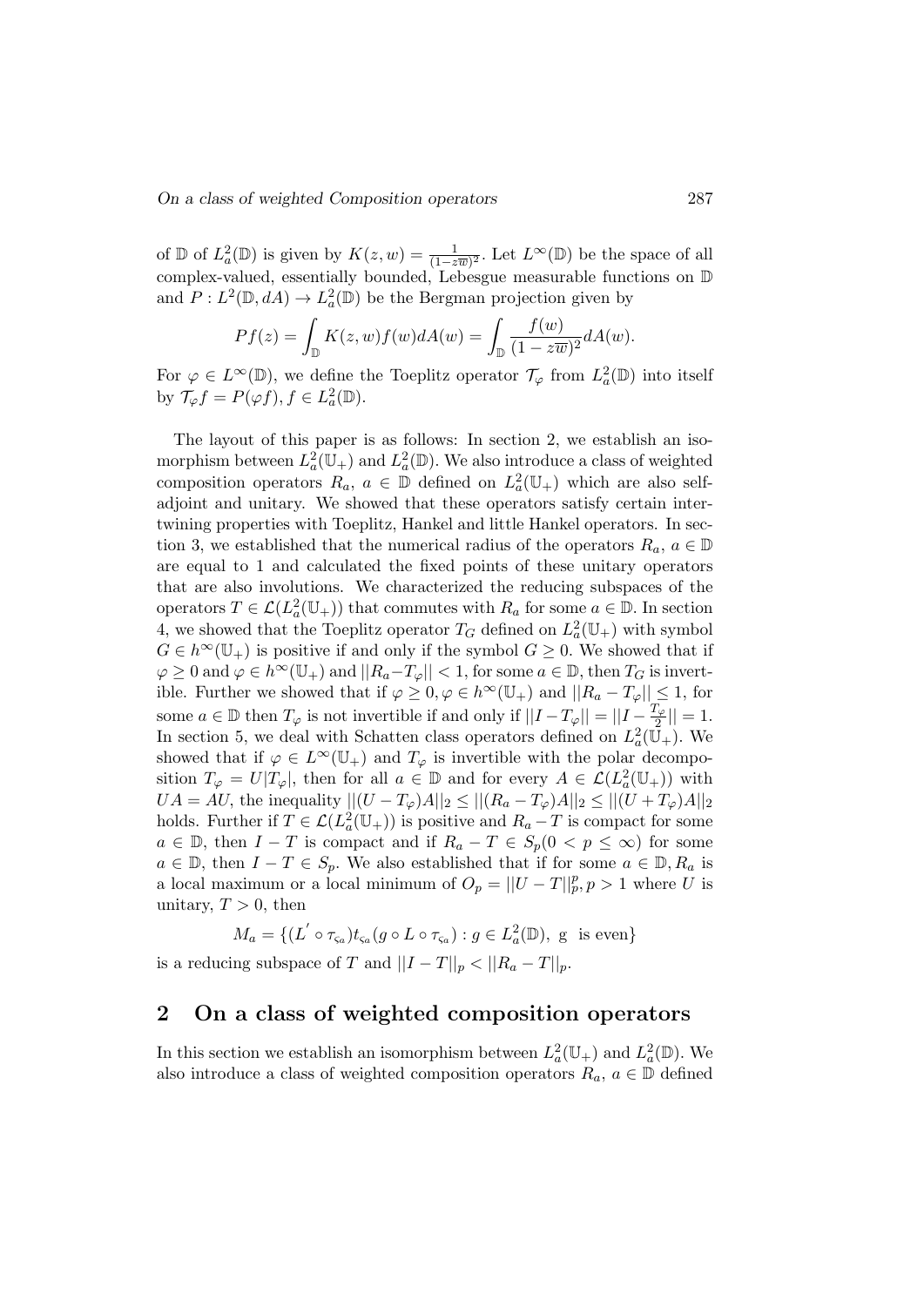of $\mathbb{D}$ of $L^2_a(\mathbb{D})$ is given by $K(z,w) = \frac{1}{(1-z\overline{w})^2}$. Let $L^\infty(\mathbb{D})$ be the space of all complex-valued, essentially bounded, Lebesgue measurable functions on $\mathbb{D}$ and $P : L^2(\mathbb{D}, dA) \to L^2_a(\mathbb{D})$ be the Bergman projection given by

$$Pf(z) = \int_{\mathbb{D}} K(z,w) f(w) dA(w) = \int_{\mathbb{D}} \frac{f(w)}{(1-z\overline{w})^2} dA(w).$$

For $\varphi \in L^\infty(\mathbb{D})$, we define the Toeplitz operator $\mathcal{T}_\varphi$ from $L^2_a(\mathbb{D})$ into itself by $\mathcal{T}_\varphi f = P(\varphi f), f \in L^2_a(\mathbb{D})$.

The layout of this paper is as follows: In section 2, we establish an isomorphism between $L^2_a(\mathbb{U}_+)$ and $L^2_a(\mathbb{D})$. We also introduce a class of weighted composition operators $R_a$, $a \in \mathbb{D}$ defined on $L^2_a(\mathbb{U}_+)$ which are also self-adjoint and unitary. We showed that these operators satisfy certain intertwining properties with Toeplitz, Hankel and little Hankel operators. In section 3, we established that the numerical radius of the operators $R_a$, $a \in \mathbb{D}$ are equal to 1 and calculated the fixed points of these unitary operators that are also involutions. We characterized the reducing subspaces of the operators $T \in \mathcal{L}(L^2_a(\mathbb{U}_+))$ that commutes with $R_a$ for some $a \in \mathbb{D}$. In section 4, we showed that the Toeplitz operator $T_G$ defined on $L^2_a(\mathbb{U}_+)$ with symbol $G \in h^\infty(\mathbb{U}_+)$ is positive if and only if the symbol $G \geq 0$. We showed that if $\varphi \geq 0$ and $\varphi \in h^\infty(\mathbb{U}_+)$ and $||R_a - T_\varphi|| < 1$, for some $a \in \mathbb{D}$, then $T_G$ is invertible. Further we showed that if $\varphi \geq 0, \varphi \in h^\infty(\mathbb{U}_+)$ and $||R_a - T_\varphi|| \leq 1$, for some $a \in \mathbb{D}$ then $T_\varphi$ is not invertible if and only if $||I - T_\varphi|| = ||I - \frac{T_\varphi}{2}|| = 1$. In section 5, we deal with Schatten class operators defined on $L^2_a(\mathbb{U}_+)$. We showed that if $\varphi \in L^\infty(\mathbb{U}_+)$ and $T_\varphi$ is invertible with the polar decomposition $T_\varphi = U|T_\varphi|$, then for all $a \in \mathbb{D}$ and for every $A \in \mathcal{L}(L^2_a(\mathbb{U}_+))$ with $UA = AU$, the inequality $||(U - T_\varphi)A||_2 \leq ||(R_a - T_\varphi)A||_2 \leq ||(U + T_\varphi)A||_2$ holds. Further if $T \in \mathcal{L}(L^2_a(\mathbb{U}_+))$ is positive and $R_a - T$ is compact for some $a \in \mathbb{D}$, then $I - T$ is compact and if $R_a - T \in S_p (0 < p \leq \infty)$ for some $a \in \mathbb{D}$, then $I - T \in S_p$. We also established that if for some $a \in \mathbb{D}, R_a$ is a local maximum or a local minimum of $O_p = ||U - T||_p^p, p > 1$ where $U$ is unitary, $T > 0$, then

$$M_a = \{(L' \circ \tau_{\varsigma_a}) t_{\varsigma_a} (g \circ L \circ \tau_{\varsigma_a}) : g \in L^2_a(\mathbb{D}), \text{ g is even}\}$$

is a reducing subspace of $T$ and $||I - T||_p < ||R_a - T||_p$.

## 2 On a class of weighted composition operators

In this section we establish an isomorphism between $L^2_a(\mathbb{U}_+)$ and $L^2_a(\mathbb{D})$. We also introduce a class of weighted composition operators $R_a$, $a \in \mathbb{D}$ defined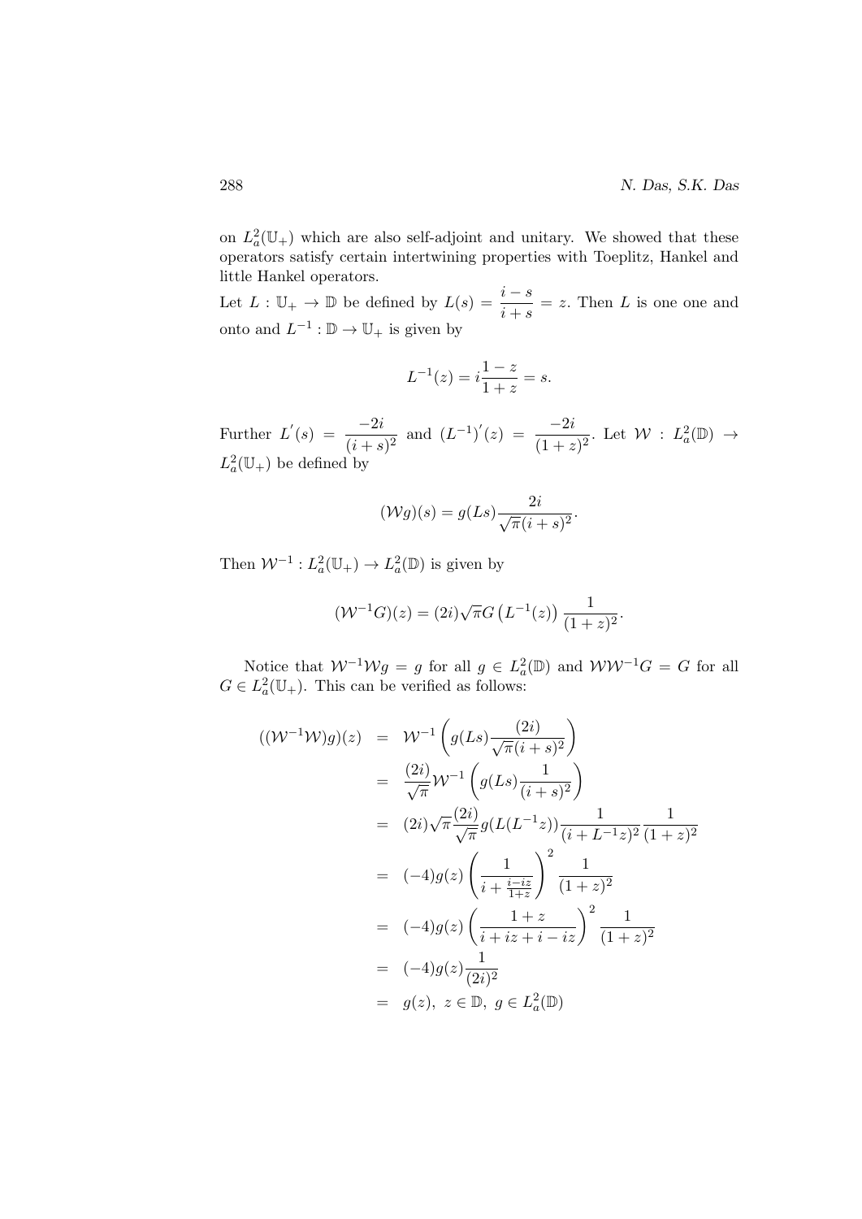on $L_a^2(\mathbb{U}_+)$ which are also self-adjoint and unitary. We showed that these operators satisfy certain intertwining properties with Toeplitz, Hankel and little Hankel operators.

Let $L : \mathbb{U}_+ \to \mathbb{D}$ be defined by $L(s) = \dfrac{i-s}{i+s} = z$. Then $L$ is one one and onto and $L^{-1} : \mathbb{D} \to \mathbb{U}_+$ is given by

$$L^{-1}(z) = i\frac{1-z}{1+z} = s.$$

Further $L^{'}(s) = \dfrac{-2i}{(i+s)^2}$ and $(L^{-1})^{'}(z) = \dfrac{-2i}{(1+z)^2}$. Let $\mathcal{W} : L_a^2(\mathbb{D}) \to L_a^2(\mathbb{U}_+)$ be defined by

$$(\mathcal{W}g)(s) = g(Ls)\frac{2i}{\sqrt{\pi}(i+s)^2}.$$

Then $\mathcal{W}^{-1} : L_a^2(\mathbb{U}_+) \to L_a^2(\mathbb{D})$ is given by

$$(\mathcal{W}^{-1}G)(z) = (2i)\sqrt{\pi}G\left(L^{-1}(z)\right)\frac{1}{(1+z)^2}.$$

Notice that $\mathcal{W}^{-1}\mathcal{W}g = g$ for all $g \in L_a^2(\mathbb{D})$ and $\mathcal{W}\mathcal{W}^{-1}G = G$ for all $G \in L_a^2(\mathbb{U}_+)$. This can be verified as follows:

$$\begin{aligned}
((\mathcal{W}^{-1}\mathcal{W})g)(z) &= \mathcal{W}^{-1}\left(g(Ls)\frac{(2i)}{\sqrt{\pi}(i+s)^2}\right) \\
&= \frac{(2i)}{\sqrt{\pi}}\mathcal{W}^{-1}\left(g(Ls)\frac{1}{(i+s)^2}\right) \\
&= (2i)\sqrt{\pi}\frac{(2i)}{\sqrt{\pi}}g(L(L^{-1}z))\frac{1}{(i+L^{-1}z)^2}\frac{1}{(1+z)^2} \\
&= (-4)g(z)\left(\frac{1}{i+\frac{i-iz}{1+z}}\right)^2\frac{1}{(1+z)^2} \\
&= (-4)g(z)\left(\frac{1+z}{i+iz+i-iz}\right)^2\frac{1}{(1+z)^2} \\
&= (-4)g(z)\frac{1}{(2i)^2} \\
&= g(z),\ z \in \mathbb{D},\ g \in L_a^2(\mathbb{D})
\end{aligned}$$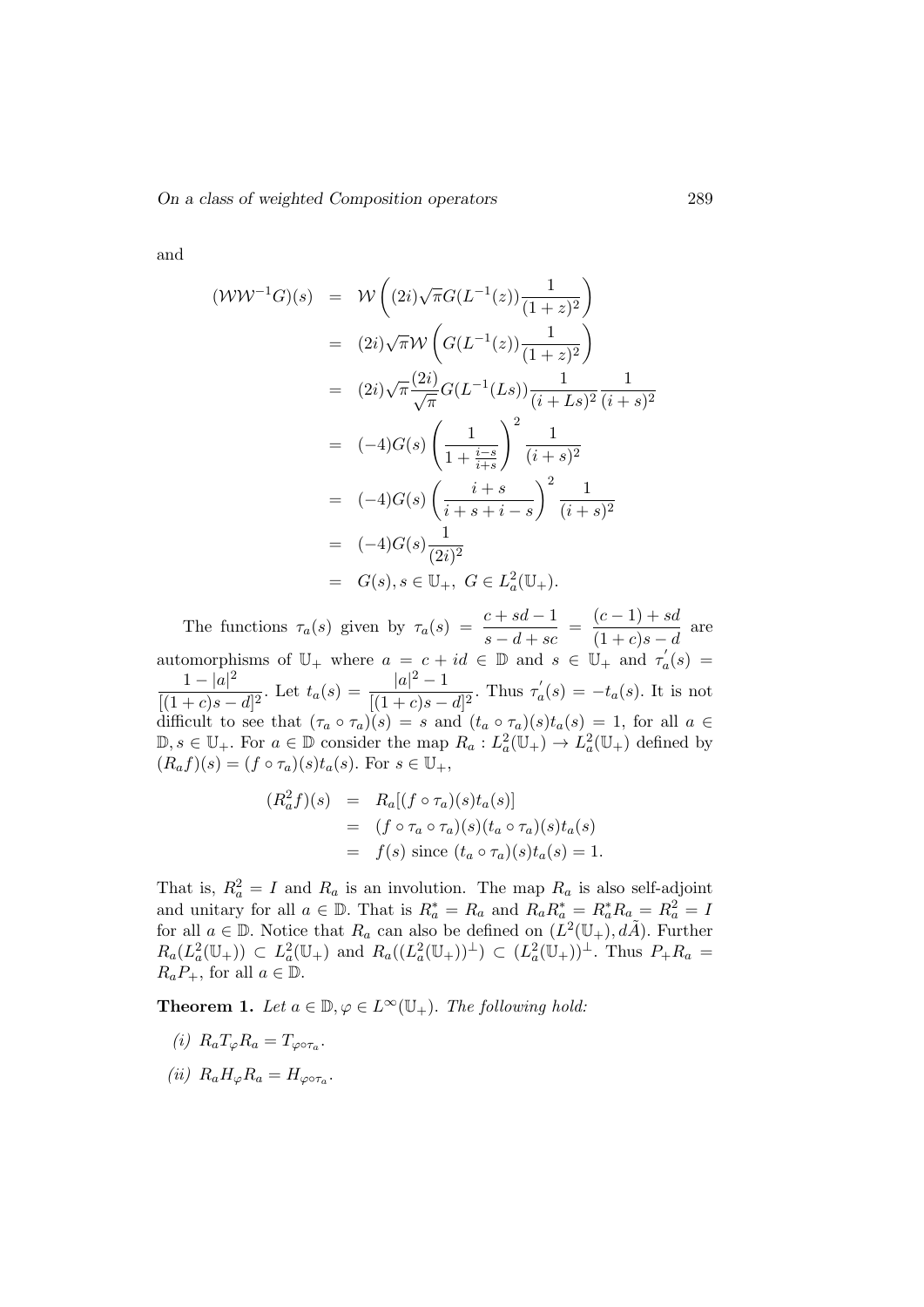and

$$
\begin{aligned}
(\mathcal{W}\mathcal{W}^{-1}G)(s) &= \mathcal{W}\left((2i)\sqrt{\pi}G(L^{-1}(z))\frac{1}{(1+z)^2}\right) \\
&= (2i)\sqrt{\pi}\mathcal{W}\left(G(L^{-1}(z))\frac{1}{(1+z)^2}\right) \\
&= (2i)\sqrt{\pi}\frac{(2i)}{\sqrt{\pi}}G(L^{-1}(Ls))\frac{1}{(i+Ls)^2}\frac{1}{(i+s)^2} \\
&= (-4)G(s)\left(\frac{1}{1+\frac{i-s}{i+s}}\right)^2\frac{1}{(i+s)^2} \\
&= (-4)G(s)\left(\frac{i+s}{i+s+i-s}\right)^2\frac{1}{(i+s)^2} \\
&= (-4)G(s)\frac{1}{(2i)^2} \\
&= G(s), s\in\mathbb{U}_+,\ G\in L^2_a(\mathbb{U}_+).
\end{aligned}
$$

The functions $\tau_a(s)$ given by $\tau_a(s) = \dfrac{c+sd-1}{s-d+sc} = \dfrac{(c-1)+sd}{(1+c)s-d}$ are automorphisms of $\mathbb{U}_+$ where $a = c+id \in \mathbb{D}$ and $s \in \mathbb{U}_+$ and $\tau_a^{'}(s) = \dfrac{1-|a|^2}{[(1+c)s-d]^2}$. Let $t_a(s) = \dfrac{|a|^2-1}{[(1+c)s-d]^2}$. Thus $\tau_a^{'}(s) = -t_a(s)$. It is not difficult to see that $(\tau_a\circ\tau_a)(s) = s$ and $(t_a\circ\tau_a)(s)t_a(s) = 1$, for all $a \in \mathbb{D}, s \in \mathbb{U}_+$. For $a \in \mathbb{D}$ consider the map $R_a : L^2_a(\mathbb{U}_+) \to L^2_a(\mathbb{U}_+)$ defined by $(R_af)(s) = (f\circ\tau_a)(s)t_a(s)$. For $s \in \mathbb{U}_+$,

$$
\begin{aligned}
(R_a^2f)(s) &= R_a[(f\circ\tau_a)(s)t_a(s)] \\
&= (f\circ\tau_a\circ\tau_a)(s)(t_a\circ\tau_a)(s)t_a(s) \\
&= f(s) \text{ since } (t_a\circ\tau_a)(s)t_a(s) = 1.
\end{aligned}
$$

That is, $R_a^2 = I$ and $R_a$ is an involution. The map $R_a$ is also self-adjoint and unitary for all $a \in \mathbb{D}$. That is $R_a^* = R_a$ and $R_aR_a^* = R_a^*R_a = R_a^2 = I$ for all $a \in \mathbb{D}$. Notice that $R_a$ can also be defined on $(L^2(\mathbb{U}_+), d\tilde{A})$. Further $R_a(L^2_a(\mathbb{U}_+)) \subset L^2_a(\mathbb{U}_+)$ and $R_a((L^2_a(\mathbb{U}_+))^\perp) \subset (L^2_a(\mathbb{U}_+))^\perp$. Thus $P_+R_a = R_aP_+$, for all $a \in \mathbb{D}$.

**Theorem 1.** *Let $a \in \mathbb{D}, \varphi \in L^\infty(\mathbb{U}_+)$. The following hold:*

*(i)* $R_aT_\varphi R_a = T_{\varphi\circ\tau_a}$.

*(ii)* $R_aH_\varphi R_a = H_{\varphi\circ\tau_a}$.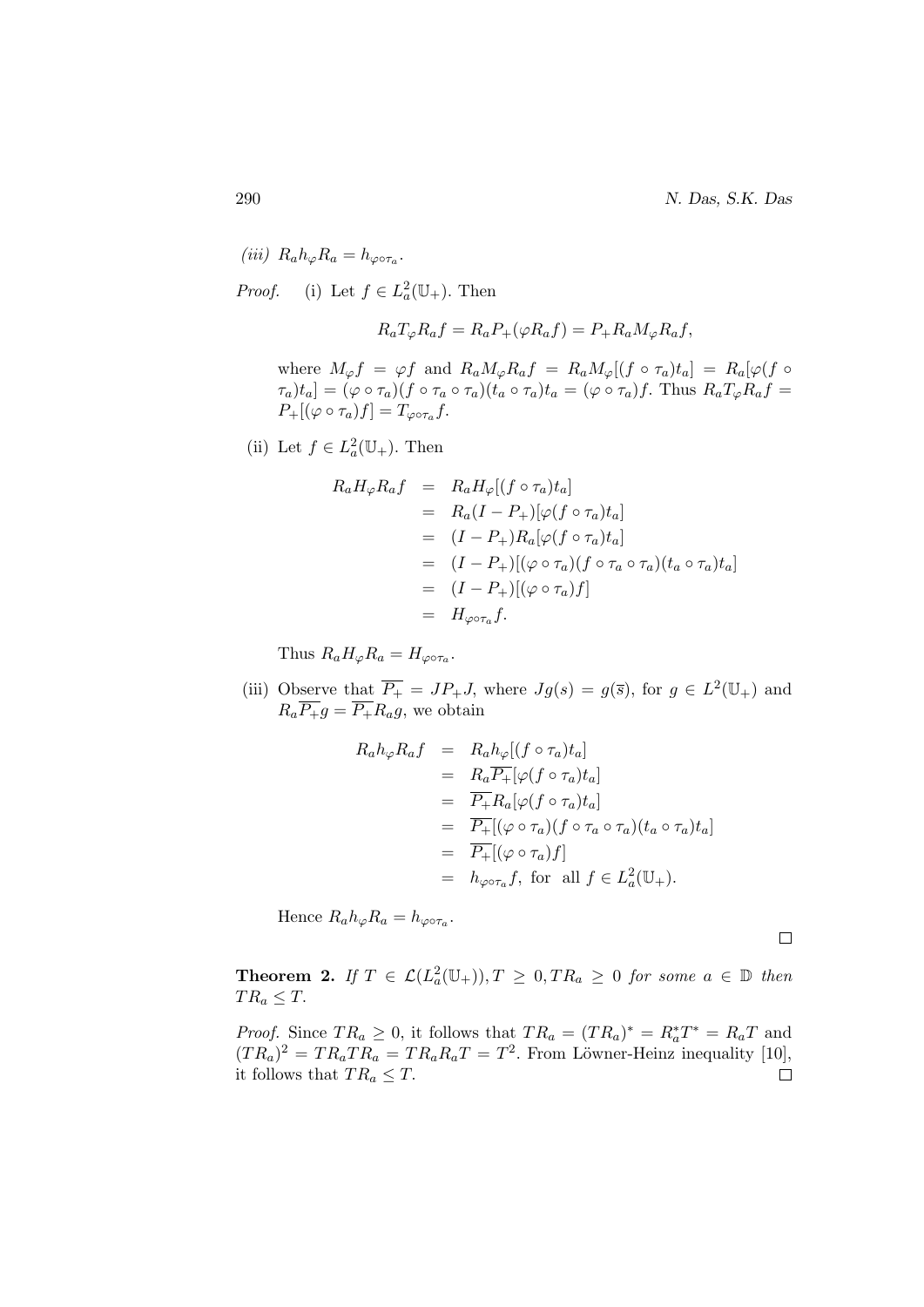*(iii)* $R_a h_\varphi R_a = h_{\varphi\circ\tau_a}$.

*Proof.* (i) Let $f \in L^2_a(\mathbb{U}_+)$. Then

$$R_a T_\varphi R_a f = R_a P_+(\varphi R_a f) = P_+ R_a M_\varphi R_a f,$$

where $M_\varphi f = \varphi f$ and $R_a M_\varphi R_a f = R_a M_\varphi[(f \circ \tau_a)t_a] = R_a[\varphi(f \circ \tau_a)t_a] = (\varphi \circ \tau_a)(f \circ \tau_a \circ \tau_a)(t_a \circ \tau_a)t_a = (\varphi \circ \tau_a)f$. Thus $R_a T_\varphi R_a f = P_+[(\varphi \circ \tau_a)f] = T_{\varphi\circ\tau_a} f$.

(ii) Let $f \in L^2_a(\mathbb{U}_+)$. Then

$$\begin{aligned}
R_a H_\varphi R_a f &= R_a H_\varphi[(f \circ \tau_a)t_a] \\
&= R_a(I - P_+)[\varphi(f \circ \tau_a)t_a] \\
&= (I - P_+)R_a[\varphi(f \circ \tau_a)t_a] \\
&= (I - P_+)[(\varphi \circ \tau_a)(f \circ \tau_a \circ \tau_a)(t_a \circ \tau_a)t_a] \\
&= (I - P_+)[(\varphi \circ \tau_a)f] \\
&= H_{\varphi\circ\tau_a} f.
\end{aligned}$$

Thus $R_a H_\varphi R_a = H_{\varphi\circ\tau_a}$.

(iii) Observe that $\overline{P_+} = JP_+J$, where $Jg(s) = g(\overline{s})$, for $g \in L^2(\mathbb{U}_+)$ and $R_a\overline{P_+}g = \overline{P_+}R_a g$, we obtain

$$\begin{aligned}
R_a h_\varphi R_a f &= R_a h_\varphi[(f \circ \tau_a)t_a] \\
&= R_a\overline{P_+}[\varphi(f \circ \tau_a)t_a] \\
&= \overline{P_+}R_a[\varphi(f \circ \tau_a)t_a] \\
&= \overline{P_+}[(\varphi \circ \tau_a)(f \circ \tau_a \circ \tau_a)(t_a \circ \tau_a)t_a] \\
&= \overline{P_+}[(\varphi \circ \tau_a)f] \\
&= h_{\varphi\circ\tau_a} f, \text{ for all } f \in L^2_a(\mathbb{U}_+).
\end{aligned}$$

Hence $R_a h_\varphi R_a = h_{\varphi\circ\tau_a}$. ∎

**Theorem 2.** *If $T \in \mathcal{L}(L^2_a(\mathbb{U}_+)), T \geq 0, TR_a \geq 0$ for some $a \in \mathbb{D}$ then $TR_a \leq T$.*

*Proof.* Since $TR_a \geq 0$, it follows that $TR_a = (TR_a)^* = R_a^* T^* = R_a T$ and $(TR_a)^2 = TR_a TR_a = TR_a R_a T = T^2$. From Löwner-Heinz inequality [10], it follows that $TR_a \leq T$. ∎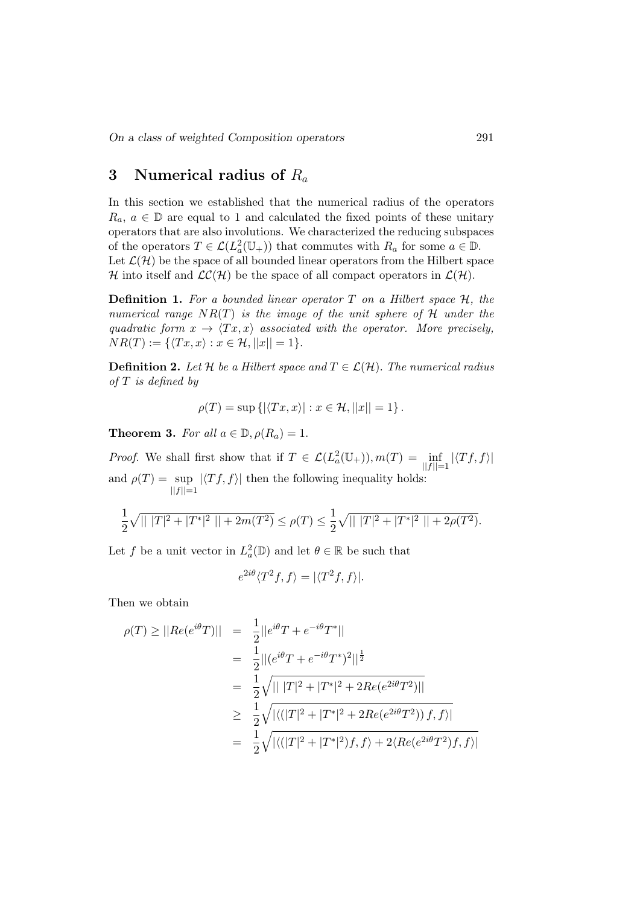## 3 Numerical radius of $R_a$

In this section we established that the numerical radius of the operators $R_a$, $a \in \mathbb{D}$ are equal to 1 and calculated the fixed points of these unitary operators that are also involutions. We characterized the reducing subspaces of the operators $T \in \mathcal{L}(L^2_a(\mathbb{U}_+))$ that commutes with $R_a$ for some $a \in \mathbb{D}$. Let $\mathcal{L}(\mathcal{H})$ be the space of all bounded linear operators from the Hilbert space $\mathcal{H}$ into itself and $\mathcal{LC}(\mathcal{H})$ be the space of all compact operators in $\mathcal{L}(\mathcal{H})$.

**Definition 1.** *For a bounded linear operator $T$ on a Hilbert space $\mathcal{H}$, the numerical range $NR(T)$ is the image of the unit sphere of $\mathcal{H}$ under the quadratic form $x \to \langle Tx, x\rangle$ associated with the operator. More precisely, $NR(T) := \{\langle Tx, x\rangle : x \in \mathcal{H}, ||x|| = 1\}$.*

**Definition 2.** *Let $\mathcal{H}$ be a Hilbert space and $T \in \mathcal{L}(\mathcal{H})$. The numerical radius of $T$ is defined by*

$$\rho(T) = \sup\left\{|\langle Tx, x\rangle| : x \in \mathcal{H}, ||x|| = 1\right\}.$$

**Theorem 3.** *For all $a \in \mathbb{D}, \rho(R_a) = 1$.*

*Proof.* We shall first show that if $T \in \mathcal{L}(L^2_a(\mathbb{U}_+)), m(T) = \inf\limits_{||f||=1} |\langle Tf, f\rangle|$ and $\rho(T) = \sup\limits_{||f||=1} |\langle Tf, f\rangle|$ then the following inequality holds:

$$\frac{1}{2}\sqrt{||\ |T|^2 + |T^*|^2\ || + 2m(T^2)} \leq \rho(T) \leq \frac{1}{2}\sqrt{||\ |T|^2 + |T^*|^2\ || + 2\rho(T^2)}.$$

Let $f$ be a unit vector in $L^2_a(\mathbb{D})$ and let $\theta \in \mathbb{R}$ be such that

$$e^{2i\theta}\langle T^2 f, f\rangle = |\langle T^2 f, f\rangle|.$$

Then we obtain

$$\begin{aligned}
\rho(T) \geq ||Re(e^{i\theta}T)|| &= \frac{1}{2}||e^{i\theta}T + e^{-i\theta}T^*|| \\
&= \frac{1}{2}||(e^{i\theta}T + e^{-i\theta}T^*)^2||^{\frac{1}{2}} \\
&= \frac{1}{2}\sqrt{||\ |T|^2 + |T^*|^2 + 2Re(e^{2i\theta}T^2)||} \\
&\geq \frac{1}{2}\sqrt{|\langle(|T|^2 + |T^*|^2 + 2Re(e^{2i\theta}T^2))\, f, f\rangle|} \\
&= \frac{1}{2}\sqrt{|\langle(|T|^2 + |T^*|^2)f, f\rangle + 2\langle Re(e^{2i\theta}T^2)f, f\rangle|}
\end{aligned}$$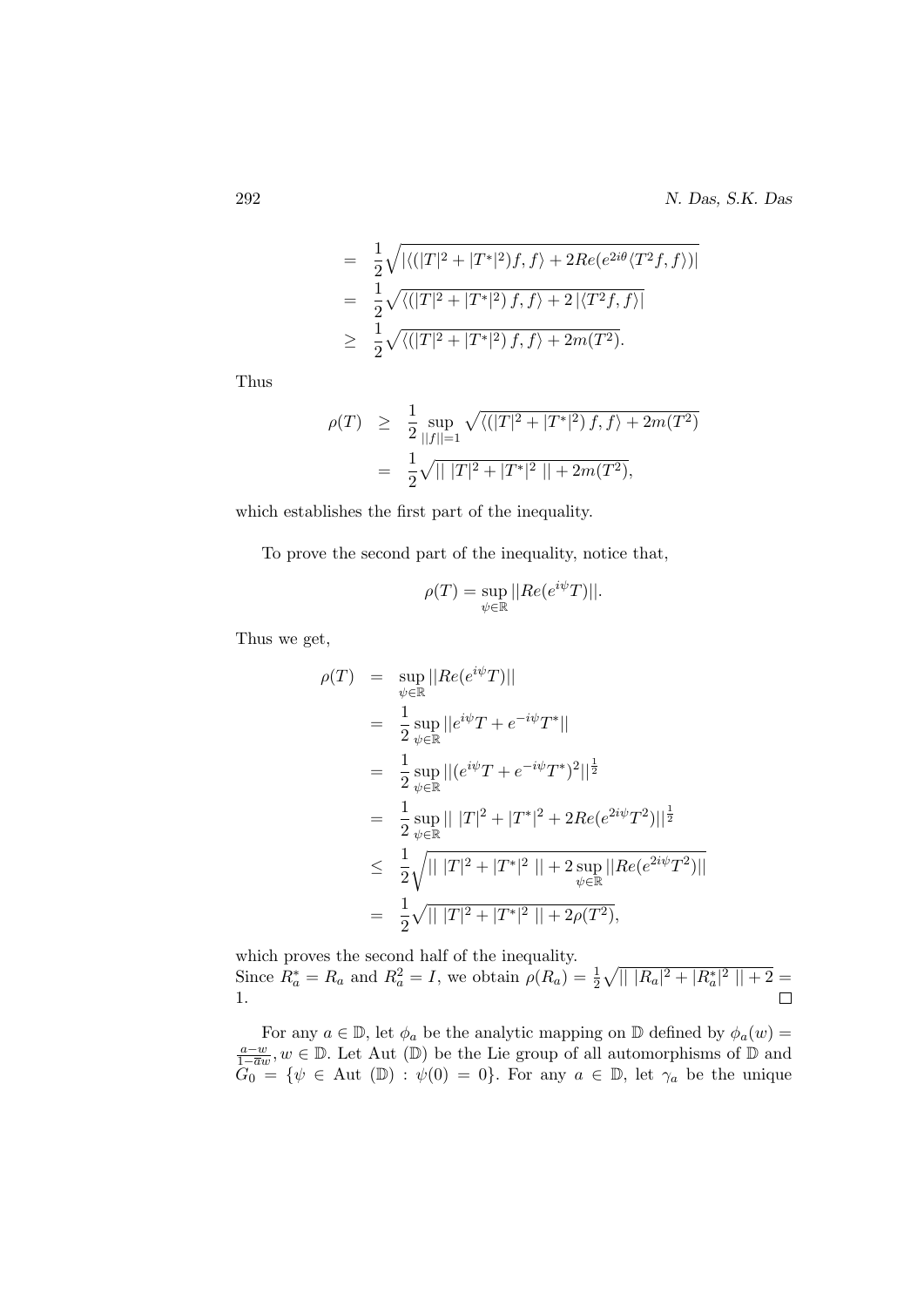$$
\begin{aligned}
&= \frac{1}{2}\sqrt{|\langle(|T|^2+|T^*|^2)f,f\rangle + 2Re(e^{2i\theta}\langle T^2 f,f\rangle)|} \\
&= \frac{1}{2}\sqrt{\langle(|T|^2+|T^*|^2)\,f,f\rangle + 2\,|\langle T^2 f,f\rangle|} \\
&\geq \frac{1}{2}\sqrt{\langle(|T|^2+|T^*|^2)\,f,f\rangle + 2m(T^2)}.
\end{aligned}
$$

Thus

$$
\begin{aligned}
\rho(T) &\geq \frac{1}{2}\sup_{||f||=1}\sqrt{\langle(|T|^2+|T^*|^2)\,f,f\rangle + 2m(T^2)} \\
&= \frac{1}{2}\sqrt{||\ |T|^2+|T^*|^2\ || + 2m(T^2)},
\end{aligned}
$$

which establishes the first part of the inequality.

To prove the second part of the inequality, notice that,

$$
\rho(T) = \sup_{\psi\in\mathbb{R}} ||Re(e^{i\psi}T)||.
$$

Thus we get,

$$
\begin{aligned}
\rho(T) &= \sup_{\psi\in\mathbb{R}} ||Re(e^{i\psi}T)|| \\
&= \frac{1}{2}\sup_{\psi\in\mathbb{R}} ||e^{i\psi}T + e^{-i\psi}T^*|| \\
&= \frac{1}{2}\sup_{\psi\in\mathbb{R}} ||(e^{i\psi}T + e^{-i\psi}T^*)^2||^{\frac{1}{2}} \\
&= \frac{1}{2}\sup_{\psi\in\mathbb{R}} ||\ |T|^2 + |T^*|^2 + 2Re(e^{2i\psi}T^2)||^{\frac{1}{2}} \\
&\leq \frac{1}{2}\sqrt{||\ |T|^2+|T^*|^2\ || + 2\sup_{\psi\in\mathbb{R}}||Re(e^{2i\psi}T^2)||} \\
&= \frac{1}{2}\sqrt{||\ |T|^2+|T^*|^2\ || + 2\rho(T^2)},
\end{aligned}
$$

which proves the second half of the inequality.
Since $R_a^* = R_a$ and $R_a^2 = I$, we obtain $\rho(R_a) = \frac{1}{2}\sqrt{||\ |R_a|^2 + |R_a^*|^2\ || + 2} = 1$. $\square$

For any $a \in \mathbb{D}$, let $\phi_a$ be the analytic mapping on $\mathbb{D}$ defined by $\phi_a(w) = \frac{a-w}{1-\overline{a}w}, w \in \mathbb{D}$. Let Aut $(\mathbb{D})$ be the Lie group of all automorphisms of $\mathbb{D}$ and $G_0 = \{\psi \in \text{Aut } (\mathbb{D}) : \psi(0) = 0\}$. For any $a \in \mathbb{D}$, let $\gamma_a$ be the unique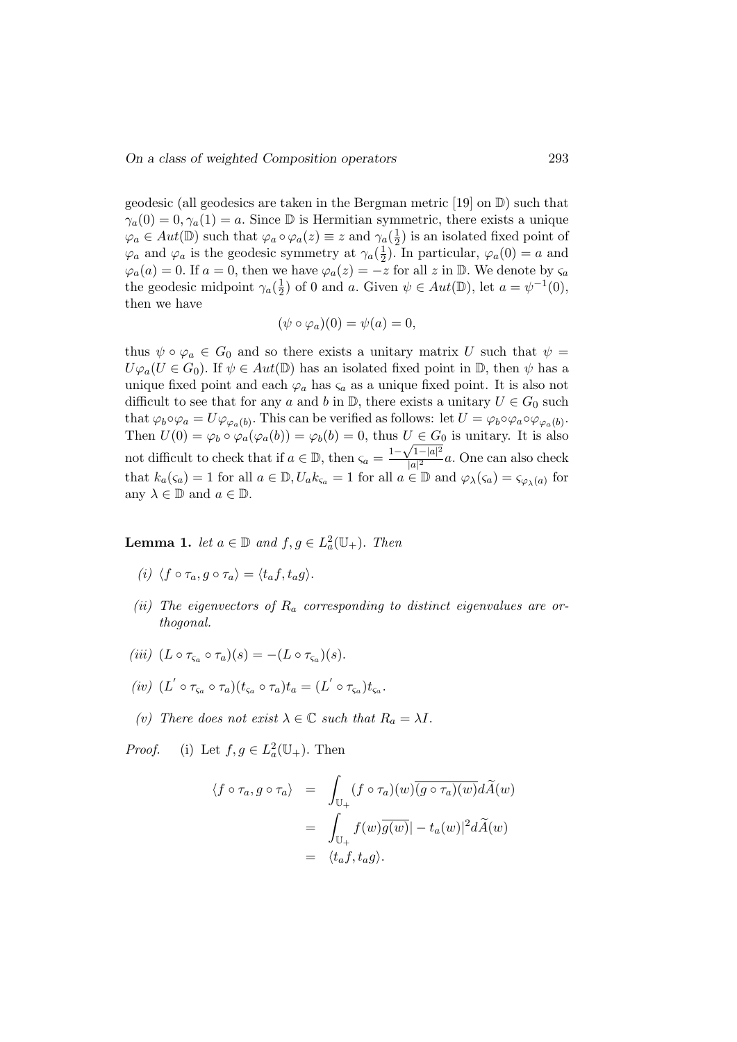geodesic (all geodesics are taken in the Bergman metric [19] on $\mathbb{D}$) such that $\gamma_a(0) = 0, \gamma_a(1) = a$. Since $\mathbb{D}$ is Hermitian symmetric, there exists a unique $\varphi_a \in Aut(\mathbb{D})$ such that $\varphi_a \circ \varphi_a(z) \equiv z$ and $\gamma_a(\frac{1}{2})$ is an isolated fixed point of $\varphi_a$ and $\varphi_a$ is the geodesic symmetry at $\gamma_a(\frac{1}{2})$. In particular, $\varphi_a(0) = a$ and $\varphi_a(a) = 0$. If $a = 0$, then we have $\varphi_a(z) = -z$ for all $z$ in $\mathbb{D}$. We denote by $\varsigma_a$ the geodesic midpoint $\gamma_a(\frac{1}{2})$ of 0 and $a$. Given $\psi \in Aut(\mathbb{D})$, let $a = \psi^{-1}(0)$, then we have

$$(\psi \circ \varphi_a)(0) = \psi(a) = 0,$$

thus $\psi \circ \varphi_a \in G_0$ and so there exists a unitary matrix $U$ such that $\psi = U\varphi_a (U \in G_0)$. If $\psi \in Aut(\mathbb{D})$ has an isolated fixed point in $\mathbb{D}$, then $\psi$ has a unique fixed point and each $\varphi_a$ has $\varsigma_a$ as a unique fixed point. It is also not difficult to see that for any $a$ and $b$ in $\mathbb{D}$, there exists a unitary $U \in G_0$ such that $\varphi_b \circ \varphi_a = U\varphi_{\varphi_a(b)}$. This can be verified as follows: let $U = \varphi_b \circ \varphi_a \circ \varphi_{\varphi_a(b)}$. Then $U(0) = \varphi_b \circ \varphi_a(\varphi_a(b)) = \varphi_b(b) = 0$, thus $U \in G_0$ is unitary. It is also not difficult to check that if $a \in \mathbb{D}$, then $\varsigma_a = \frac{1-\sqrt{1-|a|^2}}{|a|^2}a$. One can also check that $k_a(\varsigma_a) = 1$ for all $a \in \mathbb{D}, U_a k_{\varsigma_a} = 1$ for all $a \in \mathbb{D}$ and $\varphi_\lambda(\varsigma_a) = \varsigma_{\varphi_\lambda(a)}$ for any $\lambda \in \mathbb{D}$ and $a \in \mathbb{D}$.

**Lemma 1.** *let $a \in \mathbb{D}$ and $f, g \in L^2_a(\mathbb{U}_+)$. Then*

*(i)* $\langle f \circ \tau_a, g \circ \tau_a \rangle = \langle t_a f, t_a g \rangle$.

*(ii) The eigenvectors of $R_a$ corresponding to distinct eigenvalues are orthogonal.*

*(iii)* $(L \circ \tau_{\varsigma_a} \circ \tau_a)(s) = -(L \circ \tau_{\varsigma_a})(s)$.

*(iv)* $(L' \circ \tau_{\varsigma_a} \circ \tau_a)(t_{\varsigma_a} \circ \tau_a)t_a = (L' \circ \tau_{\varsigma_a})t_{\varsigma_a}$.

*(v) There does not exist $\lambda \in \mathbb{C}$ such that $R_a = \lambda I$.*

*Proof.* (i) Let $f, g \in L^2_a(\mathbb{U}_+)$. Then

$$\begin{aligned}
\langle f \circ \tau_a, g \circ \tau_a \rangle &= \int_{\mathbb{U}_+} (f \circ \tau_a)(w)\overline{(g \circ \tau_a)(w)}d\widetilde{A}(w) \\
&= \int_{\mathbb{U}_+} f(w)\overline{g(w)}| - t_a(w)|^2 d\widetilde{A}(w) \\
&= \langle t_a f, t_a g \rangle.
\end{aligned}$$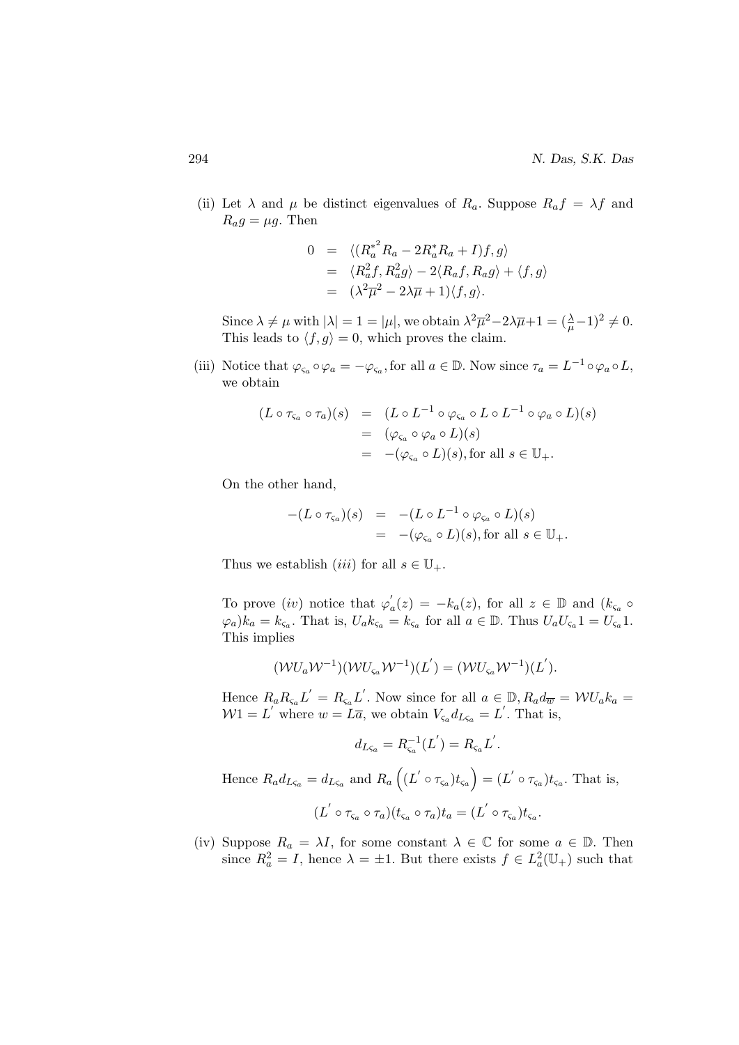(ii) Let $\lambda$ and $\mu$ be distinct eigenvalues of $R_a$. Suppose $R_a f = \lambda f$ and $R_a g = \mu g$. Then

$$\begin{aligned} 0 &= \langle (R_a^{*^2} R_a - 2R_a^* R_a + I)f, g\rangle \\ &= \langle R_a^2 f, R_a^2 g\rangle - 2\langle R_a f, R_a g\rangle + \langle f, g\rangle \\ &= (\lambda^2 \overline{\mu}^2 - 2\lambda\overline{\mu} + 1)\langle f, g\rangle. \end{aligned}$$

Since $\lambda \neq \mu$ with $|\lambda| = 1 = |\mu|$, we obtain $\lambda^2\overline{\mu}^2 - 2\lambda\overline{\mu} + 1 = (\frac{\lambda}{\mu} - 1)^2 \neq 0$. This leads to $\langle f, g\rangle = 0$, which proves the claim.

(iii) Notice that $\varphi_{\varsigma_a} \circ \varphi_a = -\varphi_{\varsigma_a}$, for all $a \in \mathbb{D}$. Now since $\tau_a = L^{-1} \circ \varphi_a \circ L$, we obtain

$$\begin{aligned} (L \circ \tau_{\varsigma_a} \circ \tau_a)(s) &= (L \circ L^{-1} \circ \varphi_{\varsigma_a} \circ L \circ L^{-1} \circ \varphi_a \circ L)(s) \\ &= (\varphi_{\varsigma_a} \circ \varphi_a \circ L)(s) \\ &= -(\varphi_{\varsigma_a} \circ L)(s), \text{for all } s \in \mathbb{U}_+. \end{aligned}$$

On the other hand,

$$\begin{aligned} -(L \circ \tau_{\varsigma_a})(s) &= -(L \circ L^{-1} \circ \varphi_{\varsigma_a} \circ L)(s) \\ &= -(\varphi_{\varsigma_a} \circ L)(s), \text{for all } s \in \mathbb{U}_+. \end{aligned}$$

Thus we establish $(iii)$ for all $s \in \mathbb{U}_+$.

To prove $(iv)$ notice that $\varphi_a^{'}(z) = -k_a(z)$, for all $z \in \mathbb{D}$ and $(k_{\varsigma_a} \circ \varphi_a)k_a = k_{\varsigma_a}$. That is, $U_a k_{\varsigma_a} = k_{\varsigma_a}$ for all $a \in \mathbb{D}$. Thus $U_a U_{\varsigma_a} 1 = U_{\varsigma_a} 1$. This implies

$$(\mathcal{W}U_a\mathcal{W}^{-1})(\mathcal{W}U_{\varsigma_a}\mathcal{W}^{-1})(L^{'}) = (\mathcal{W}U_{\varsigma_a}\mathcal{W}^{-1})(L^{'}).$$

Hence $R_a R_{\varsigma_a} L^{'} = R_{\varsigma_a} L^{'}$. Now since for all $a \in \mathbb{D}, R_a d_{\overline{w}} = \mathcal{W}U_a k_a = \mathcal{W}1 = L^{'}$ where $w = L\overline{a}$, we obtain $V_{\varsigma_a} d_{L\varsigma_a} = L^{'}$. That is,

$$d_{L\varsigma_a} = R_{\varsigma_a}^{-1}(L^{'}) = R_{\varsigma_a} L^{'}.$$

Hence $R_a d_{L\varsigma_a} = d_{L\varsigma_a}$ and $R_a\left((L^{'} \circ \tau_{\varsigma_a})t_{\varsigma_a}\right) = (L^{'} \circ \tau_{\varsigma_a})t_{\varsigma_a}$. That is,

$$(L^{'} \circ \tau_{\varsigma_a} \circ \tau_a)(t_{\varsigma_a} \circ \tau_a)t_a = (L^{'} \circ \tau_{\varsigma_a})t_{\varsigma_a}.$$

(iv) Suppose $R_a = \lambda I$, for some constant $\lambda \in \mathbb{C}$ for some $a \in \mathbb{D}$. Then since $R_a^2 = I$, hence $\lambda = \pm 1$. But there exists $f \in L_a^2(\mathbb{U}_+)$ such that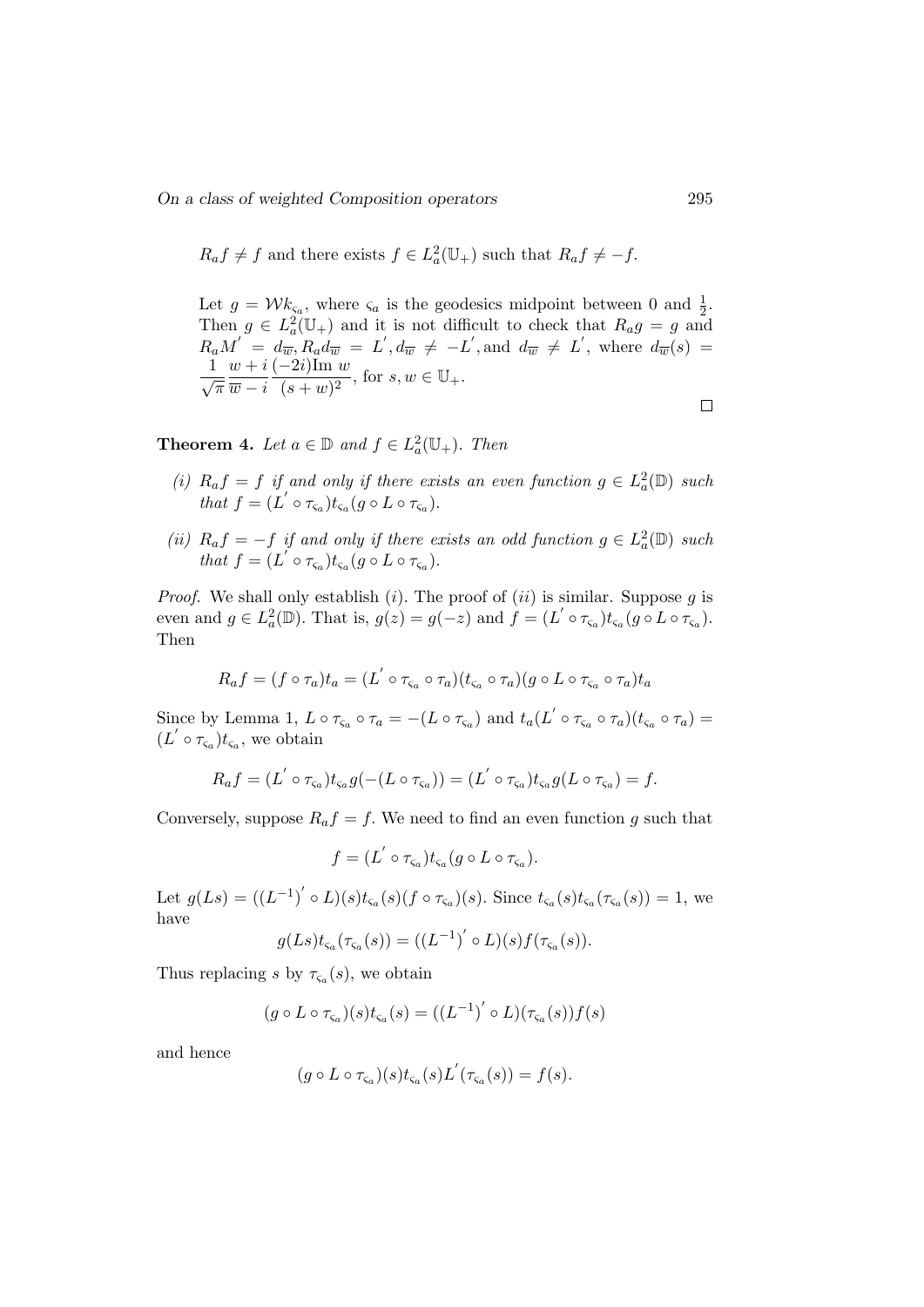$R_a f \neq f$ and there exists $f \in L^2_a(\mathbb{U}_+)$ such that $R_a f \neq -f$.

Let $g = \mathcal{W}k_{\varsigma_a}$, where $\varsigma_a$ is the geodesics midpoint between 0 and $\frac{1}{2}$. Then $g \in L^2_a(\mathbb{U}_+)$ and it is not difficult to check that $R_a g = g$ and $R_a M^{'} = d_{\overline{w}}, R_a d_{\overline{w}} = L^{'}, d_{\overline{w}} \neq -L^{'},$ and $d_{\overline{w}} \neq L^{'}$, where $d_{\overline{w}}(s) = \dfrac{1}{\sqrt{\pi}} \dfrac{w+i}{\overline{w}-i} \dfrac{(-2i)\text{Im } w}{(s+w)^2}$, for $s, w \in \mathbb{U}_+$. $\square$

**Theorem 4.** *Let $a \in \mathbb{D}$ and $f \in L^2_a(\mathbb{U}_+)$. Then*

*(i) $R_a f = f$ if and only if there exists an even function $g \in L^2_a(\mathbb{D})$ such that $f = (L^{'} \circ \tau_{\varsigma_a}) t_{\varsigma_a} (g \circ L \circ \tau_{\varsigma_a})$.*

*(ii) $R_a f = -f$ if and only if there exists an odd function $g \in L^2_a(\mathbb{D})$ such that $f = (L^{'} \circ \tau_{\varsigma_a}) t_{\varsigma_a} (g \circ L \circ \tau_{\varsigma_a})$.*

*Proof.* We shall only establish $(i)$. The proof of $(ii)$ is similar. Suppose $g$ is even and $g \in L^2_a(\mathbb{D})$. That is, $g(z) = g(-z)$ and $f = (L^{'} \circ \tau_{\varsigma_a}) t_{\varsigma_a} (g \circ L \circ \tau_{\varsigma_a})$. Then

$$R_a f = (f \circ \tau_a) t_a = (L^{'} \circ \tau_{\varsigma_a} \circ \tau_a)(t_{\varsigma_a} \circ \tau_a)(g \circ L \circ \tau_{\varsigma_a} \circ \tau_a) t_a$$

Since by Lemma 1, $L \circ \tau_{\varsigma_a} \circ \tau_a = -(L \circ \tau_{\varsigma_a})$ and $t_a (L^{'} \circ \tau_{\varsigma_a} \circ \tau_a)(t_{\varsigma_a} \circ \tau_a) = (L^{'} \circ \tau_{\varsigma_a}) t_{\varsigma_a}$, we obtain

$$R_a f = (L^{'} \circ \tau_{\varsigma_a}) t_{\varsigma_a} g(-(L \circ \tau_{\varsigma_a})) = (L^{'} \circ \tau_{\varsigma_a}) t_{\varsigma_a} g(L \circ \tau_{\varsigma_a}) = f.$$

Conversely, suppose $R_a f = f$. We need to find an even function $g$ such that

$$f = (L^{'} \circ \tau_{\varsigma_a}) t_{\varsigma_a} (g \circ L \circ \tau_{\varsigma_a}).$$

Let $g(Ls) = ((L^{-1})^{'} \circ L)(s) t_{\varsigma_a}(s)(f \circ \tau_{\varsigma_a})(s)$. Since $t_{\varsigma_a}(s) t_{\varsigma_a}(\tau_{\varsigma_a}(s)) = 1$, we have

$$g(Ls) t_{\varsigma_a}(\tau_{\varsigma_a}(s)) = ((L^{-1})^{'} \circ L)(s) f(\tau_{\varsigma_a}(s)).$$

Thus replacing $s$ by $\tau_{\varsigma_a}(s)$, we obtain

$$(g \circ L \circ \tau_{\varsigma_a})(s) t_{\varsigma_a}(s) = ((L^{-1})^{'} \circ L)(\tau_{\varsigma_a}(s)) f(s)$$

and hence

$$(g \circ L \circ \tau_{\varsigma_a})(s) t_{\varsigma_a}(s) L^{'}(\tau_{\varsigma_a}(s)) = f(s).$$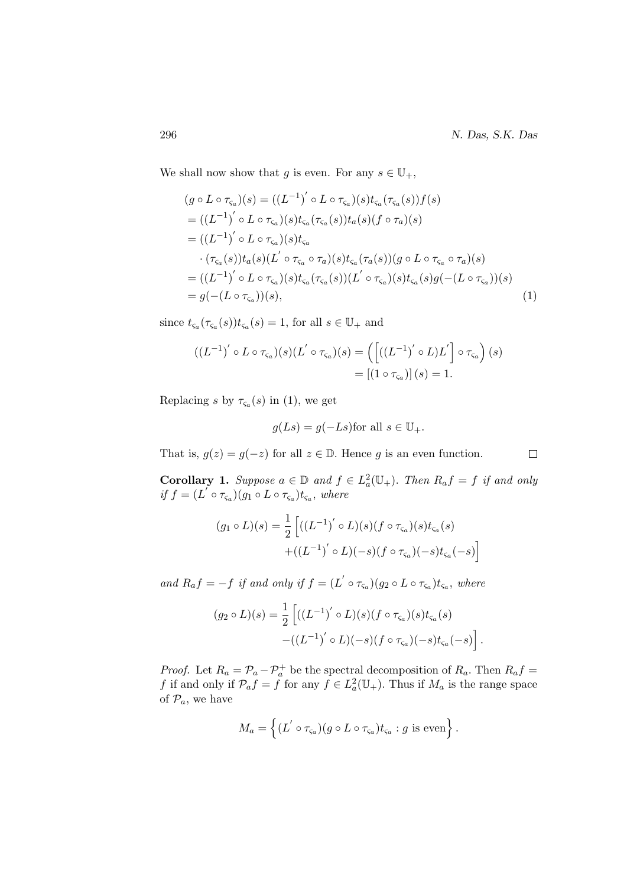We shall now show that $g$ is even. For any $s \in \mathbb{U}_+$,

$$
\begin{aligned}
&(g \circ L \circ \tau_{\varsigma_a})(s) = ((L^{-1})' \circ L \circ \tau_{\varsigma_a})(s) t_{\varsigma_a}(\tau_{\varsigma_a}(s)) f(s) \\
&= ((L^{-1})' \circ L \circ \tau_{\varsigma_a})(s) t_{\varsigma_a}(\tau_{\varsigma_a}(s)) t_a(s)(f \circ \tau_a)(s) \\
&= ((L^{-1})' \circ L \circ \tau_{\varsigma_a})(s) t_{\varsigma_a} \\
&\quad \cdot (\tau_{\varsigma_a}(s)) t_a(s)(L' \circ \tau_{\varsigma_a} \circ \tau_a)(s) t_{\varsigma_a}(\tau_a(s))(g \circ L \circ \tau_{\varsigma_a} \circ \tau_a)(s) \\
&= ((L^{-1})' \circ L \circ \tau_{\varsigma_a})(s) t_{\varsigma_a}(\tau_{\varsigma_a}(s))(L' \circ \tau_{\varsigma_a})(s) t_{\varsigma_a}(s) g(-(L \circ \tau_{\varsigma_a}))(s) \\
&= g(-(L \circ \tau_{\varsigma_a}))(s),
\end{aligned}
\tag{1}
$$

since $t_{\varsigma_a}(\tau_{\varsigma_a}(s)) t_{\varsigma_a}(s) = 1$, for all $s \in \mathbb{U}_+$ and

$$
\begin{aligned}
((L^{-1})' \circ L \circ \tau_{\varsigma_a})(s)(L' \circ \tau_{\varsigma_a})(s) &= \left( \left[ ((L^{-1})' \circ L) L' \right] \circ \tau_{\varsigma_a} \right)(s) \\
&= \left[ (1 \circ \tau_{\varsigma_a}) \right](s) = 1.
\end{aligned}
$$

Replacing $s$ by $\tau_{\varsigma_a}(s)$ in (1), we get

$$
g(Ls) = g(-Ls) \text{for all } s \in \mathbb{U}_+.
$$

That is, $g(z) = g(-z)$ for all $z \in \mathbb{D}$. Hence $g$ is an even function. $\square$

**Corollary 1.** *Suppose $a \in \mathbb{D}$ and $f \in L^2_a(\mathbb{U}_+)$. Then $R_a f = f$ if and only if $f = (L' \circ \tau_{\varsigma_a})(g_1 \circ L \circ \tau_{\varsigma_a}) t_{\varsigma_a}$, where*

$$
\begin{aligned}
(g_1 \circ L)(s) = \frac{1}{2} \Big[ &((L^{-1})' \circ L)(s)(f \circ \tau_{\varsigma_a})(s) t_{\varsigma_a}(s) \\
&+ ((L^{-1})' \circ L)(-s)(f \circ \tau_{\varsigma_a})(-s) t_{\varsigma_a}(-s) \Big]
\end{aligned}
$$

*and $R_a f = -f$ if and only if $f = (L' \circ \tau_{\varsigma_a})(g_2 \circ L \circ \tau_{\varsigma_a}) t_{\varsigma_a}$, where*

$$
\begin{aligned}
(g_2 \circ L)(s) = \frac{1}{2} \Big[ &((L^{-1})' \circ L)(s)(f \circ \tau_{\varsigma_a})(s) t_{\varsigma_a}(s) \\
&- ((L^{-1})' \circ L)(-s)(f \circ \tau_{\varsigma_a})(-s) t_{\varsigma_a}(-s) \Big].
\end{aligned}
$$

*Proof.* Let $R_a = \mathcal{P}_a - \mathcal{P}_a^+$ be the spectral decomposition of $R_a$. Then $R_a f = f$ if and only if $\mathcal{P}_a f = f$ for any $f \in L^2_a(\mathbb{U}_+)$. Thus if $M_a$ is the range space of $\mathcal{P}_a$, we have

$$
M_a = \left\{ (L' \circ \tau_{\varsigma_a})(g \circ L \circ \tau_{\varsigma_a}) t_{\varsigma_a} : g \text{ is even} \right\}.
$$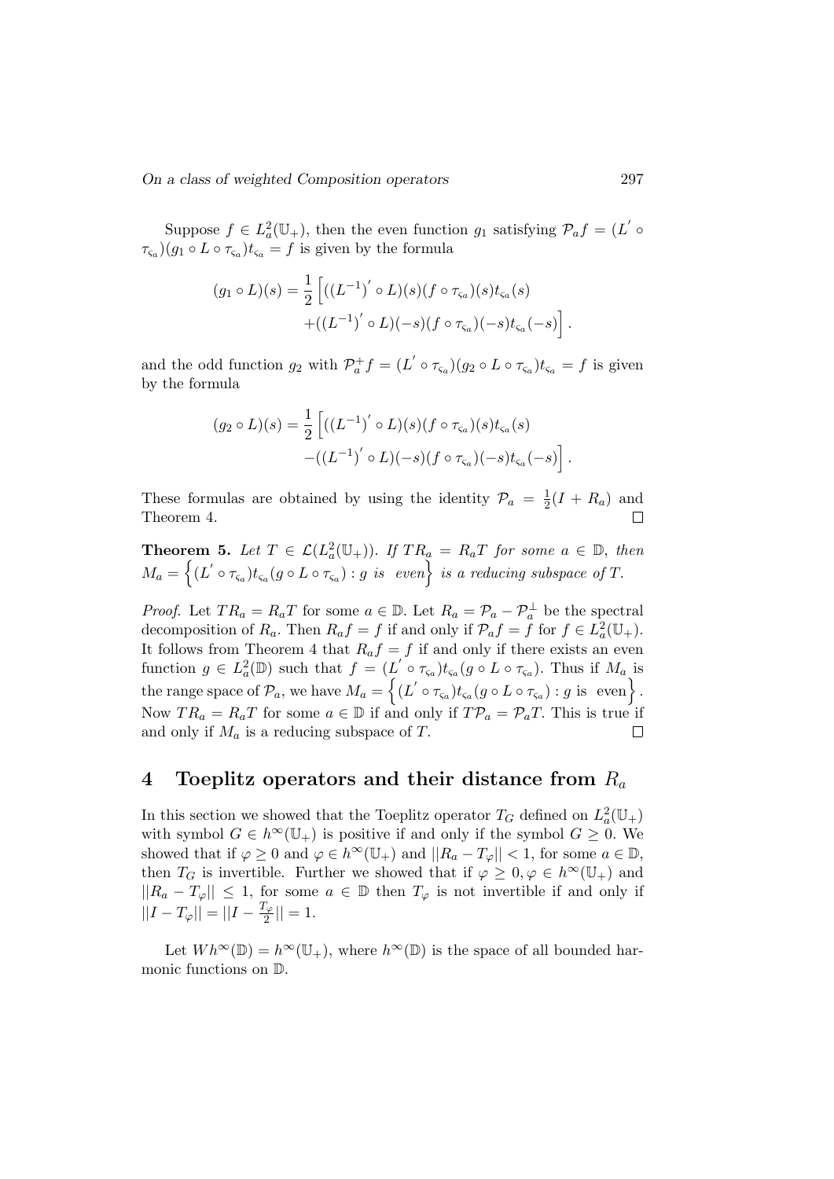Suppose $f \in L_a^2(\mathbb{U}_+)$, then the even function $g_1$ satisfying $\mathcal{P}_a f = (L^{'} \circ \tau_{\varsigma_a})(g_1 \circ L \circ \tau_{\varsigma_a})t_{\varsigma_a} = f$ is given by the formula

$$(g_1 \circ L)(s) = \frac{1}{2}\Big[((L^{-1})^{'} \circ L)(s)(f \circ \tau_{\varsigma_a})(s)t_{\varsigma_a}(s) \\ +((L^{-1})^{'} \circ L)(-s)(f \circ \tau_{\varsigma_a})(-s)t_{\varsigma_a}(-s)\Big].$$

and the odd function $g_2$ with $\mathcal{P}_a^{+} f = (L^{'} \circ \tau_{\varsigma_a})(g_2 \circ L \circ \tau_{\varsigma_a})t_{\varsigma_a} = f$ is given by the formula

$$(g_2 \circ L)(s) = \frac{1}{2}\Big[((L^{-1})^{'} \circ L)(s)(f \circ \tau_{\varsigma_a})(s)t_{\varsigma_a}(s) \\ -((L^{-1})^{'} \circ L)(-s)(f \circ \tau_{\varsigma_a})(-s)t_{\varsigma_a}(-s)\Big].$$

These formulas are obtained by using the identity $\mathcal{P}_a = \frac{1}{2}(I + R_a)$ and Theorem 4. □

**Theorem 5.** *Let $T \in \mathcal{L}(L_a^2(\mathbb{U}_+))$. If $TR_a = R_aT$ for some $a \in \mathbb{D}$, then $M_a = \left\{(L^{'} \circ \tau_{\varsigma_a})t_{\varsigma_a}(g \circ L \circ \tau_{\varsigma_a}) : g \text{ is even}\right\}$ is a reducing subspace of $T$.*

*Proof.* Let $TR_a = R_aT$ for some $a \in \mathbb{D}$. Let $R_a = \mathcal{P}_a - \mathcal{P}_a^{\perp}$ be the spectral decomposition of $R_a$. Then $R_a f = f$ if and only if $\mathcal{P}_a f = f$ for $f \in L_a^2(\mathbb{U}_+)$. It follows from Theorem 4 that $R_a f = f$ if and only if there exists an even function $g \in L_a^2(\mathbb{D})$ such that $f = (L^{'} \circ \tau_{\varsigma_a})t_{\varsigma_a}(g \circ L \circ \tau_{\varsigma_a})$. Thus if $M_a$ is the range space of $\mathcal{P}_a$, we have $M_a = \left\{(L^{'} \circ \tau_{\varsigma_a})t_{\varsigma_a}(g \circ L \circ \tau_{\varsigma_a}) : g \text{ is even}\right\}$. Now $TR_a = R_aT$ for some $a \in \mathbb{D}$ if and only if $T\mathcal{P}_a = \mathcal{P}_aT$. This is true if and only if $M_a$ is a reducing subspace of $T$. □

## 4 Toeplitz operators and their distance from $R_a$

In this section we showed that the Toeplitz operator $T_G$ defined on $L_a^2(\mathbb{U}_+)$ with symbol $G \in h^{\infty}(\mathbb{U}_+)$ is positive if and only if the symbol $G \geq 0$. We showed that if $\varphi \geq 0$ and $\varphi \in h^{\infty}(\mathbb{U}_+)$ and $||R_a - T_{\varphi}|| < 1$, for some $a \in \mathbb{D}$, then $T_G$ is invertible. Further we showed that if $\varphi \geq 0, \varphi \in h^{\infty}(\mathbb{U}_+)$ and $||R_a - T_{\varphi}|| \leq 1$, for some $a \in \mathbb{D}$ then $T_{\varphi}$ is not invertible if and only if $||I - T_{\varphi}|| = ||I - \frac{T_{\varphi}}{2}|| = 1$.

Let $Wh^{\infty}(\mathbb{D}) = h^{\infty}(\mathbb{U}_+)$, where $h^{\infty}(\mathbb{D})$ is the space of all bounded harmonic functions on $\mathbb{D}$.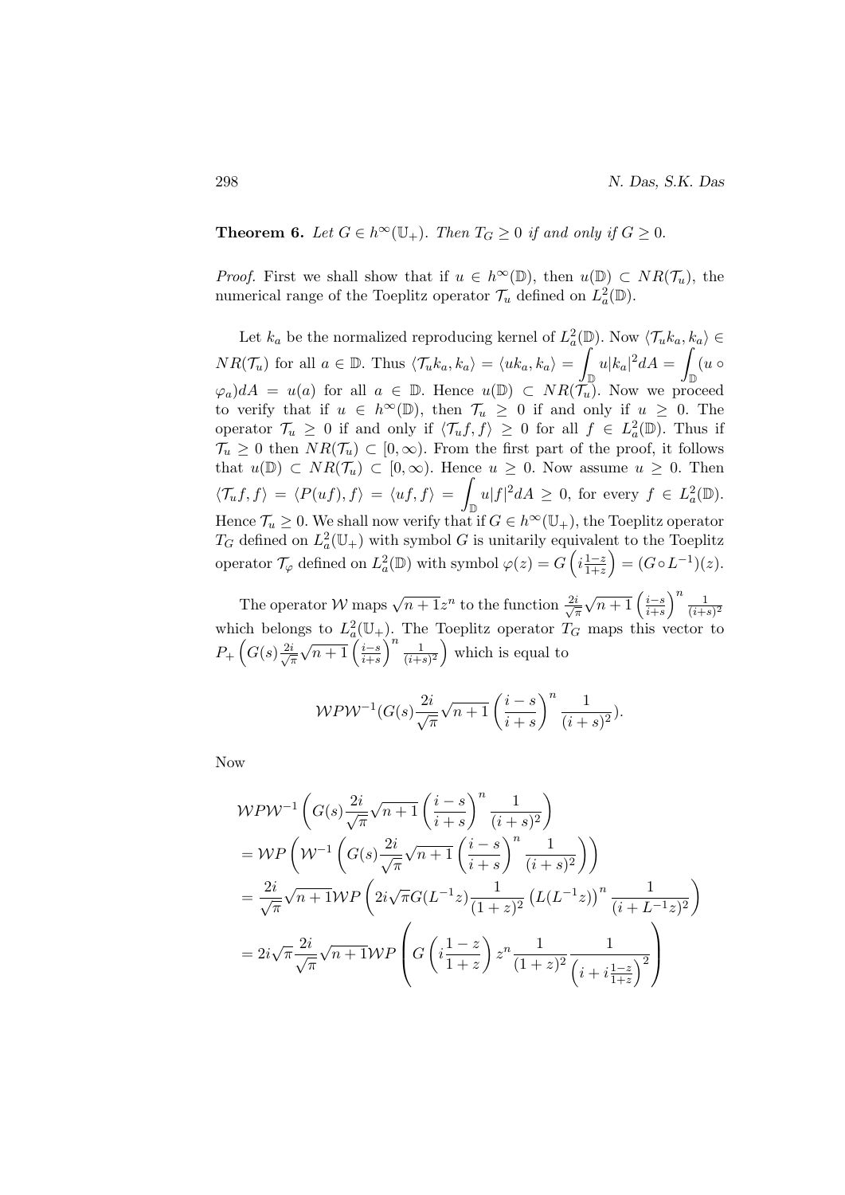**Theorem 6.** *Let $G \in h^\infty(\mathbb{U}_+)$. Then $T_G \geq 0$ if and only if $G \geq 0$.*

*Proof.* First we shall show that if $u \in h^\infty(\mathbb{D})$, then $u(\mathbb{D}) \subset NR(\mathcal{T}_u)$, the numerical range of the Toeplitz operator $\mathcal{T}_u$ defined on $L^2_a(\mathbb{D})$.

Let $k_a$ be the normalized reproducing kernel of $L^2_a(\mathbb{D})$. Now $\langle \mathcal{T}_u k_a, k_a\rangle \in NR(\mathcal{T}_u)$ for all $a \in \mathbb{D}$. Thus $\langle \mathcal{T}_u k_a, k_a\rangle = \langle u k_a, k_a\rangle = \int_{\mathbb{D}} u|k_a|^2 dA = \int_{\mathbb{D}} (u \circ \varphi_a) dA = u(a)$ for all $a \in \mathbb{D}$. Hence $u(\mathbb{D}) \subset NR(\mathcal{T}_u)$. Now we proceed to verify that if $u \in h^\infty(\mathbb{D})$, then $\mathcal{T}_u \geq 0$ if and only if $u \geq 0$. The operator $\mathcal{T}_u \geq 0$ if and only if $\langle \mathcal{T}_u f, f\rangle \geq 0$ for all $f \in L^2_a(\mathbb{D})$. Thus if $\mathcal{T}_u \geq 0$ then $NR(\mathcal{T}_u) \subset [0,\infty)$. From the first part of the proof, it follows that $u(\mathbb{D}) \subset NR(\mathcal{T}_u) \subset [0,\infty)$. Hence $u \geq 0$. Now assume $u \geq 0$. Then $\langle \mathcal{T}_u f, f\rangle = \langle P(uf), f\rangle = \langle uf, f\rangle = \int_{\mathbb{D}} u|f|^2 dA \geq 0$, for every $f \in L^2_a(\mathbb{D})$. Hence $\mathcal{T}_u \geq 0$. We shall now verify that if $G \in h^\infty(\mathbb{U}_+)$, the Toeplitz operator $T_G$ defined on $L^2_a(\mathbb{U}_+)$ with symbol $G$ is unitarily equivalent to the Toeplitz operator $\mathcal{T}_\varphi$ defined on $L^2_a(\mathbb{D})$ with symbol $\varphi(z) = G\left(i\frac{1-z}{1+z}\right) = (G \circ L^{-1})(z)$.

The operator $\mathcal{W}$ maps $\sqrt{n+1}z^n$ to the function $\frac{2i}{\sqrt{\pi}}\sqrt{n+1}\left(\frac{i-s}{i+s}\right)^n \frac{1}{(i+s)^2}$ which belongs to $L^2_a(\mathbb{U}_+)$. The Toeplitz operator $T_G$ maps this vector to $P_+\left(G(s)\frac{2i}{\sqrt{\pi}}\sqrt{n+1}\left(\frac{i-s}{i+s}\right)^n \frac{1}{(i+s)^2}\right)$ which is equal to

$$\mathcal{W}P\mathcal{W}^{-1}(G(s)\frac{2i}{\sqrt{\pi}}\sqrt{n+1}\left(\frac{i-s}{i+s}\right)^n \frac{1}{(i+s)^2}).$$

Now

$$\begin{aligned}
&\mathcal{W}P\mathcal{W}^{-1}\left(G(s)\frac{2i}{\sqrt{\pi}}\sqrt{n+1}\left(\frac{i-s}{i+s}\right)^n \frac{1}{(i+s)^2}\right)\\
&= \mathcal{W}P\left(\mathcal{W}^{-1}\left(G(s)\frac{2i}{\sqrt{\pi}}\sqrt{n+1}\left(\frac{i-s}{i+s}\right)^n \frac{1}{(i+s)^2}\right)\right)\\
&= \frac{2i}{\sqrt{\pi}}\sqrt{n+1}\mathcal{W}P\left(2i\sqrt{\pi}G(L^{-1}z)\frac{1}{(1+z)^2}\left(L(L^{-1}z)\right)^n \frac{1}{(i+L^{-1}z)^2}\right)\\
&= 2i\sqrt{\pi}\frac{2i}{\sqrt{\pi}}\sqrt{n+1}\mathcal{W}P\left(G\left(i\frac{1-z}{1+z}\right)z^n \frac{1}{(1+z)^2}\frac{1}{\left(i+i\frac{1-z}{1+z}\right)^2}\right)
\end{aligned}$$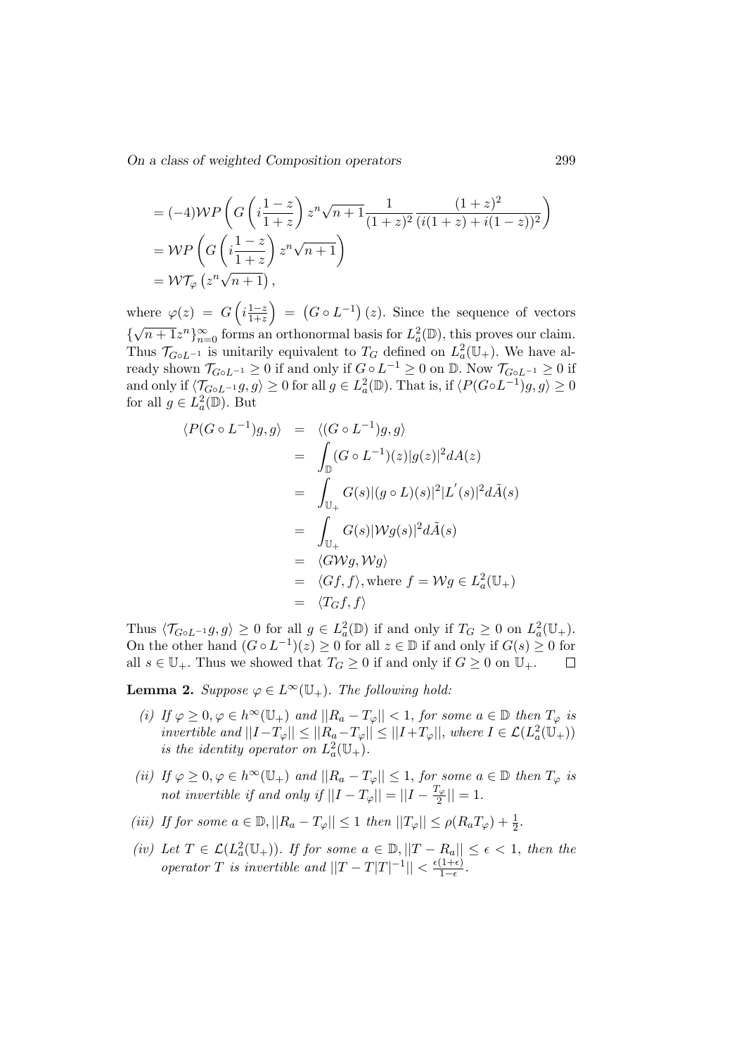$$= (-4)\mathcal{W}P\left(G\left(i\frac{1-z}{1+z}\right)z^n\sqrt{n+1}\frac{1}{(1+z)^2}\frac{(1+z)^2}{(i(1+z)+i(1-z))^2}\right)$$
$$= \mathcal{W}P\left(G\left(i\frac{1-z}{1+z}\right)z^n\sqrt{n+1}\right)$$
$$= \mathcal{W}\mathcal{T}_\varphi\left(z^n\sqrt{n+1}\right),$$

where $\varphi(z) = G\left(i\frac{1-z}{1+z}\right) = \left(G \circ L^{-1}\right)(z)$. Since the sequence of vectors $\{\sqrt{n+1}z^n\}_{n=0}^{\infty}$ forms an orthonormal basis for $L_a^2(\mathbb{D})$, this proves our claim. Thus $\mathcal{T}_{G\circ L^{-1}}$ is unitarily equivalent to $T_G$ defined on $L_a^2(\mathbb{U}_+)$. We have already shown $\mathcal{T}_{G\circ L^{-1}} \geq 0$ if and only if $G\circ L^{-1} \geq 0$ on $\mathbb{D}$. Now $\mathcal{T}_{G\circ L^{-1}} \geq 0$ if and only if $\langle \mathcal{T}_{G\circ L^{-1}} g, g\rangle \geq 0$ for all $g \in L_a^2(\mathbb{D})$. That is, if $\langle P(G\circ L^{-1})g, g\rangle \geq 0$ for all $g \in L_a^2(\mathbb{D})$. But

$$\begin{aligned}
\langle P(G\circ L^{-1})g, g\rangle &= \langle (G\circ L^{-1})g, g\rangle \\
&= \int_{\mathbb{D}} (G\circ L^{-1})(z)|g(z)|^2 dA(z) \\
&= \int_{\mathbb{U}_+} G(s)|(g\circ L)(s)|^2 |L'(s)|^2 d\tilde{A}(s) \\
&= \int_{\mathbb{U}_+} G(s)|\mathcal{W}g(s)|^2 d\tilde{A}(s) \\
&= \langle G\mathcal{W}g, \mathcal{W}g\rangle \\
&= \langle Gf, f\rangle, \text{where } f = \mathcal{W}g \in L_a^2(\mathbb{U}_+) \\
&= \langle T_G f, f\rangle
\end{aligned}$$

Thus $\langle \mathcal{T}_{G\circ L^{-1}} g, g\rangle \geq 0$ for all $g \in L_a^2(\mathbb{D})$ if and only if $T_G \geq 0$ on $L_a^2(\mathbb{U}_+)$. On the other hand $(G\circ L^{-1})(z) \geq 0$ for all $z \in \mathbb{D}$ if and only if $G(s) \geq 0$ for all $s \in \mathbb{U}_+$. Thus we showed that $T_G \geq 0$ if and only if $G \geq 0$ on $\mathbb{U}_+$. □

**Lemma 2.** *Suppose $\varphi \in L^\infty(\mathbb{U}_+)$. The following hold:*

*(i) If $\varphi \geq 0, \varphi \in h^\infty(\mathbb{U}_+)$ and $||R_a - T_\varphi|| < 1$, for some $a \in \mathbb{D}$ then $T_\varphi$ is invertible and $||I-T_\varphi|| \leq ||R_a - T_\varphi|| \leq ||I+T_\varphi||$, where $I \in \mathcal{L}(L_a^2(\mathbb{U}_+))$ is the identity operator on $L_a^2(\mathbb{U}_+)$.*

*(ii) If $\varphi \geq 0, \varphi \in h^\infty(\mathbb{U}_+)$ and $||R_a - T_\varphi|| \leq 1$, for some $a \in \mathbb{D}$ then $T_\varphi$ is not invertible if and only if $||I - T_\varphi|| = ||I - \frac{T_\varphi}{2}|| = 1$.*

*(iii) If for some $a \in \mathbb{D}, ||R_a - T_\varphi|| \leq 1$ then $||T_\varphi|| \leq \rho(R_a T_\varphi) + \frac{1}{2}$.*

*(iv) Let $T \in \mathcal{L}(L_a^2(\mathbb{U}_+))$. If for some $a \in \mathbb{D}, ||T - R_a|| \leq \epsilon < 1$, then the operator $T$ is invertible and $||T - T|T|^{-1}|| < \frac{\epsilon(1+\epsilon)}{1-\epsilon}$.*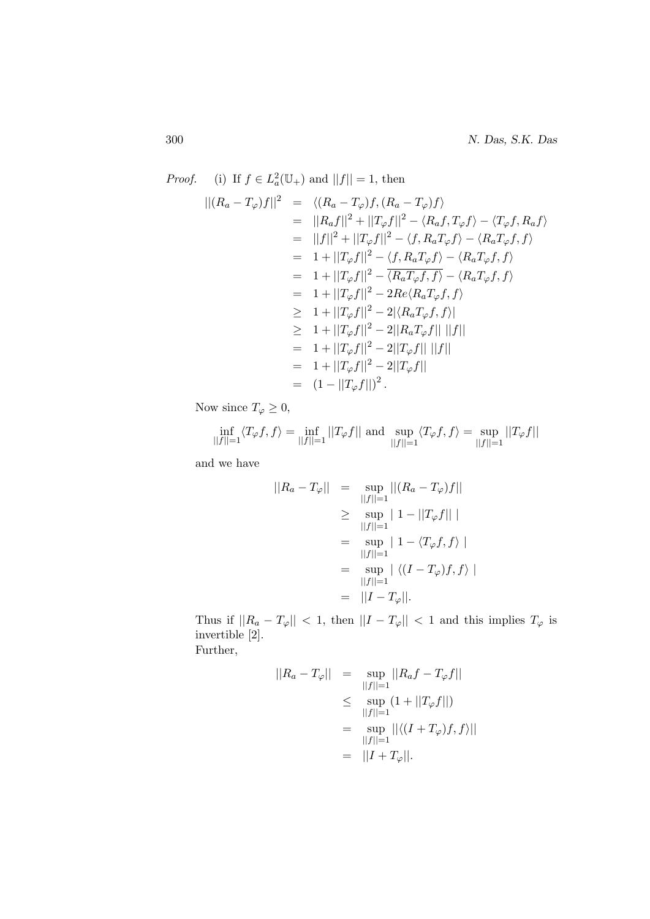*Proof.* (i) If $f \in L^2_a(\mathbb{U}_+)$ and $||f|| = 1$, then

$$
\begin{aligned}
||(R_a - T_\varphi)f||^2 &= \langle (R_a - T_\varphi)f, (R_a - T_\varphi)f \rangle \\
&= ||R_a f||^2 + ||T_\varphi f||^2 - \langle R_a f, T_\varphi f \rangle - \langle T_\varphi f, R_a f \rangle \\
&= ||f||^2 + ||T_\varphi f||^2 - \langle f, R_a T_\varphi f \rangle - \langle R_a T_\varphi f, f \rangle \\
&= 1 + ||T_\varphi f||^2 - \langle f, R_a T_\varphi f \rangle - \langle R_a T_\varphi f, f \rangle \\
&= 1 + ||T_\varphi f||^2 - \overline{\langle R_a T_\varphi f, f \rangle} - \langle R_a T_\varphi f, f \rangle \\
&= 1 + ||T_\varphi f||^2 - 2Re\langle R_a T_\varphi f, f \rangle \\
&\geq 1 + ||T_\varphi f||^2 - 2|\langle R_a T_\varphi f, f \rangle| \\
&\geq 1 + ||T_\varphi f||^2 - 2||R_a T_\varphi f||\ ||f|| \\
&= 1 + ||T_\varphi f||^2 - 2||T_\varphi f||\ ||f|| \\
&= 1 + ||T_\varphi f||^2 - 2||T_\varphi f|| \\
&= (1 - ||T_\varphi f||)^2 .
\end{aligned}
$$

Now since $T_\varphi \geq 0$,

$$
\inf_{||f||=1} \langle T_\varphi f, f \rangle = \inf_{||f||=1} ||T_\varphi f|| \text{ and } \sup_{||f||=1} \langle T_\varphi f, f \rangle = \sup_{||f||=1} ||T_\varphi f||
$$

and we have

$$
\begin{aligned}
||R_a - T_\varphi|| &= \sup_{||f||=1} ||(R_a - T_\varphi)f|| \\
&\geq \sup_{||f||=1} |\ 1 - ||T_\varphi f||\ | \\
&= \sup_{||f||=1} |\ 1 - \langle T_\varphi f, f \rangle\ | \\
&= \sup_{||f||=1} |\ \langle (I - T_\varphi)f, f \rangle\ | \\
&= ||I - T_\varphi||.
\end{aligned}
$$

Thus if $||R_a - T_\varphi|| < 1$, then $||I - T_\varphi|| < 1$ and this implies $T_\varphi$ is invertible [2].

Further,

$$
\begin{aligned}
||R_a - T_\varphi|| &= \sup_{||f||=1} ||R_a f - T_\varphi f|| \\
&\leq \sup_{||f||=1} (1 + ||T_\varphi f||) \\
&= \sup_{||f||=1} ||\langle (I + T_\varphi)f, f \rangle|| \\
&= ||I + T_\varphi||.
\end{aligned}
$$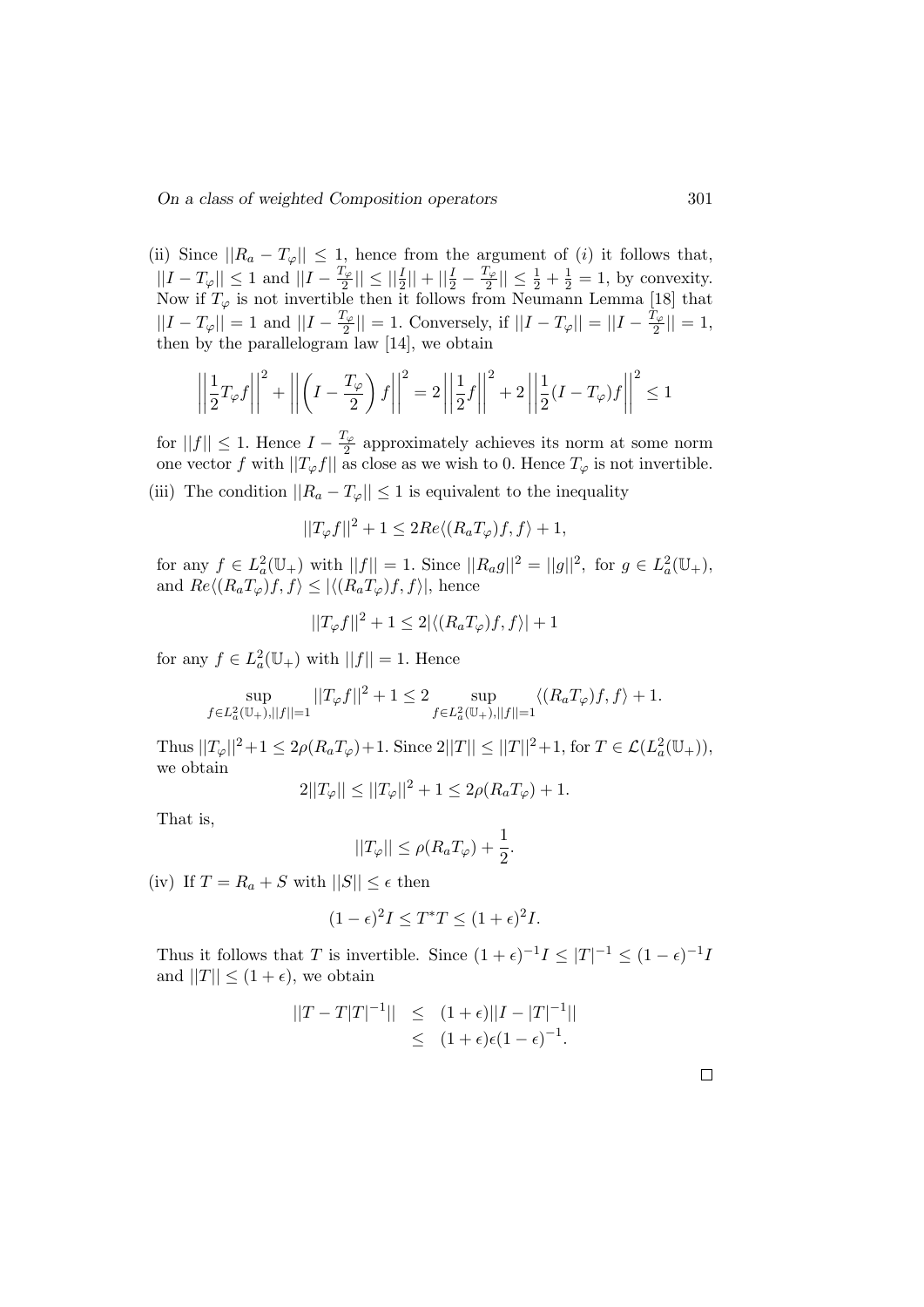(ii) Since $||R_a - T_\varphi|| \leq 1$, hence from the argument of $(i)$ it follows that, $||I - T_\varphi|| \leq 1$ and $||I - \frac{T_\varphi}{2}|| \leq ||\frac{I}{2}|| + ||\frac{I}{2} - \frac{T_\varphi}{2}|| \leq \frac{1}{2} + \frac{1}{2} = 1$, by convexity. Now if $T_\varphi$ is not invertible then it follows from Neumann Lemma [18] that $||I - T_\varphi|| = 1$ and $||I - \frac{T_\varphi}{2}|| = 1$. Conversely, if $||I - T_\varphi|| = ||I - \frac{T_\varphi}{2}|| = 1$, then by the parallelogram law [14], we obtain

$$\left|\left|\frac{1}{2}T_\varphi f\right|\right|^2 + \left|\left|\left(I - \frac{T_\varphi}{2}\right)f\right|\right|^2 = 2\left|\left|\frac{1}{2}f\right|\right|^2 + 2\left|\left|\frac{1}{2}(I - T_\varphi)f\right|\right|^2 \leq 1$$

for $||f|| \leq 1$. Hence $I - \frac{T_\varphi}{2}$ approximately achieves its norm at some norm one vector $f$ with $||T_\varphi f||$ as close as we wish to 0. Hence $T_\varphi$ is not invertible.

(iii) The condition $||R_a - T_\varphi|| \leq 1$ is equivalent to the inequality

$$||T_\varphi f||^2 + 1 \leq 2Re\langle (R_a T_\varphi)f, f\rangle + 1,$$

for any $f \in L^2_a(\mathbb{U}_+)$ with $||f|| = 1$. Since $||R_a g||^2 = ||g||^2$, for $g \in L^2_a(\mathbb{U}_+)$, and $Re\langle (R_a T_\varphi)f, f\rangle \leq |\langle (R_a T_\varphi)f, f\rangle|$, hence

$$||T_\varphi f||^2 + 1 \leq 2|\langle (R_a T_\varphi)f, f\rangle| + 1$$

for any $f \in L^2_a(\mathbb{U}_+)$ with $||f|| = 1$. Hence

$$\sup_{f \in L^2_a(\mathbb{U}_+), ||f||=1} ||T_\varphi f||^2 + 1 \leq 2 \sup_{f \in L^2_a(\mathbb{U}_+), ||f||=1} \langle (R_a T_\varphi)f, f\rangle + 1.$$

Thus $||T_\varphi||^2 + 1 \leq 2\rho(R_a T_\varphi) + 1$. Since $2||T|| \leq ||T||^2 + 1$, for $T \in \mathcal{L}(L^2_a(\mathbb{U}_+))$, we obtain

$$2||T_\varphi|| \leq ||T_\varphi||^2 + 1 \leq 2\rho(R_a T_\varphi) + 1.$$

That is,

$$||T_\varphi|| \leq \rho(R_a T_\varphi) + \frac{1}{2}.$$

(iv) If $T = R_a + S$ with $||S|| \leq \epsilon$ then

$$(1 - \epsilon)^2 I \leq T^* T \leq (1 + \epsilon)^2 I.$$

Thus it follows that $T$ is invertible. Since $(1 + \epsilon)^{-1} I \leq |T|^{-1} \leq (1 - \epsilon)^{-1} I$ and $||T|| \leq (1 + \epsilon)$, we obtain

$$\begin{aligned} ||T - T|T|^{-1}|| &\leq (1 + \epsilon)||I - |T|^{-1}|| \\ &\leq (1 + \epsilon)\epsilon(1 - \epsilon)^{-1}. \end{aligned}$$

□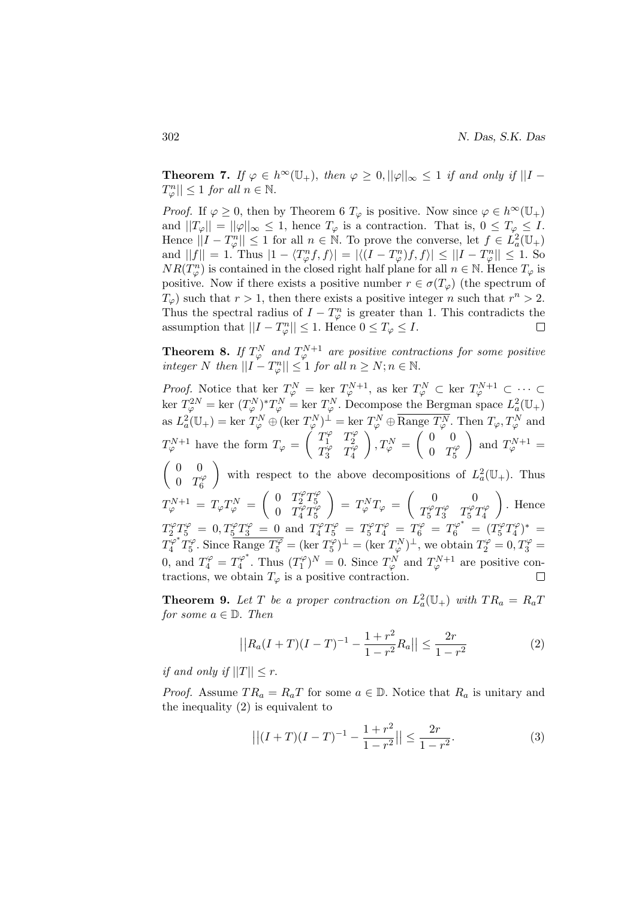**Theorem 7.** *If $\varphi \in h^\infty(\mathbb{U}_+)$, then $\varphi \geq 0, ||\varphi||_\infty \leq 1$ if and only if $||I - T_\varphi^n|| \leq 1$ for all $n \in \mathbb{N}$.*

*Proof.* If $\varphi \geq 0$, then by Theorem 6 $T_\varphi$ is positive. Now since $\varphi \in h^\infty(\mathbb{U}_+)$ and $||T_\varphi|| = ||\varphi||_\infty \leq 1$, hence $T_\varphi$ is a contraction. That is, $0 \leq T_\varphi \leq I$. Hence $||I - T_\varphi^n|| \leq 1$ for all $n \in \mathbb{N}$. To prove the converse, let $f \in L_a^2(\mathbb{U}_+)$ and $||f|| = 1$. Thus $|1 - \langle T_\varphi^n f, f\rangle| = |\langle (I - T_\varphi^n) f, f\rangle| \leq ||I - T_\varphi^n|| \leq 1$. So $NR(T_\varphi^n)$ is contained in the closed right half plane for all $n \in \mathbb{N}$. Hence $T_\varphi$ is positive. Now if there exists a positive number $r \in \sigma(T_\varphi)$ (the spectrum of $T_\varphi$) such that $r > 1$, then there exists a positive integer $n$ such that $r^n > 2$. Thus the spectral radius of $I - T_\varphi^n$ is greater than 1. This contradicts the assumption that $||I - T_\varphi^n|| \leq 1$. Hence $0 \leq T_\varphi \leq I$. $\square$

**Theorem 8.** *If $T_\varphi^N$ and $T_\varphi^{N+1}$ are positive contractions for some positive integer $N$ then $||I - T_\varphi^n|| \leq 1$ for all $n \geq N; n \in \mathbb{N}$.*

*Proof.* Notice that ker $T_\varphi^N$ = ker $T_\varphi^{N+1}$, as ker $T_\varphi^N \subset$ ker $T_\varphi^{N+1} \subset \cdots \subset$ ker $T_\varphi^{2N}$ = ker $(T_\varphi^N)^* T_\varphi^N$ = ker $T_\varphi^N$. Decompose the Bergman space $L_a^2(\mathbb{U}_+)$ as $L_a^2(\mathbb{U}_+) = \ker T_\varphi^N \oplus (\ker T_\varphi^N)^\perp = \ker T_\varphi^N \oplus \overline{\text{Range } T_\varphi^N}$. Then $T_\varphi, T_\varphi^N$ and $T_\varphi^{N+1}$ have the form $T_\varphi = \begin{pmatrix} T_1^\varphi & T_2^\varphi \\ T_3^\varphi & T_4^\varphi \end{pmatrix}, T_\varphi^N = \begin{pmatrix} 0 & 0 \\ 0 & T_5^\varphi \end{pmatrix}$ and $T_\varphi^{N+1} = \begin{pmatrix} 0 & 0 \\ 0 & T_6^\varphi \end{pmatrix}$ with respect to the above decompositions of $L_a^2(\mathbb{U}_+)$. Thus $T_\varphi^{N+1} = T_\varphi T_\varphi^N = \begin{pmatrix} 0 & T_2^\varphi T_5^\varphi \\ 0 & T_4^\varphi T_5^\varphi \end{pmatrix} = T_\varphi^N T_\varphi = \begin{pmatrix} 0 & 0 \\ T_5^\varphi T_3^\varphi & T_5^\varphi T_4^\varphi \end{pmatrix}$. Hence $T_2^\varphi T_5^\varphi = 0, T_5^\varphi T_3^\varphi = 0$ and $T_4^\varphi T_5^\varphi = T_5^\varphi T_4^\varphi = T_6^\varphi = T_6^{\varphi^*} = (T_5^\varphi T_4^\varphi)^* = T_4^{\varphi^*} T_5^\varphi$. Since $\overline{\text{Range } T_5^\varphi} = (\ker T_5^\varphi)^\perp = (\ker T_\varphi^N)^\perp$, we obtain $T_2^\varphi = 0, T_3^\varphi = 0$, and $T_4^\varphi = T_4^{\varphi^*}$. Thus $(T_1^\varphi)^N = 0$. Since $T_\varphi^N$ and $T_\varphi^{N+1}$ are positive contractions, we obtain $T_\varphi$ is a positive contraction. $\square$

**Theorem 9.** *Let $T$ be a proper contraction on $L_a^2(\mathbb{U}_+)$ with $TR_a = R_a T$ for some $a \in \mathbb{D}$. Then*

$$\left|\left|R_a(I+T)(I-T)^{-1} - \frac{1+r^2}{1-r^2} R_a\right|\right| \leq \frac{2r}{1-r^2} \tag{2}$$

*if and only if $||T|| \leq r$.*

*Proof.* Assume $TR_a = R_a T$ for some $a \in \mathbb{D}$. Notice that $R_a$ is unitary and the inequality (2) is equivalent to

$$\left|\left|(I+T)(I-T)^{-1} - \frac{1+r^2}{1-r^2}\right|\right| \leq \frac{2r}{1-r^2}. \tag{3}$$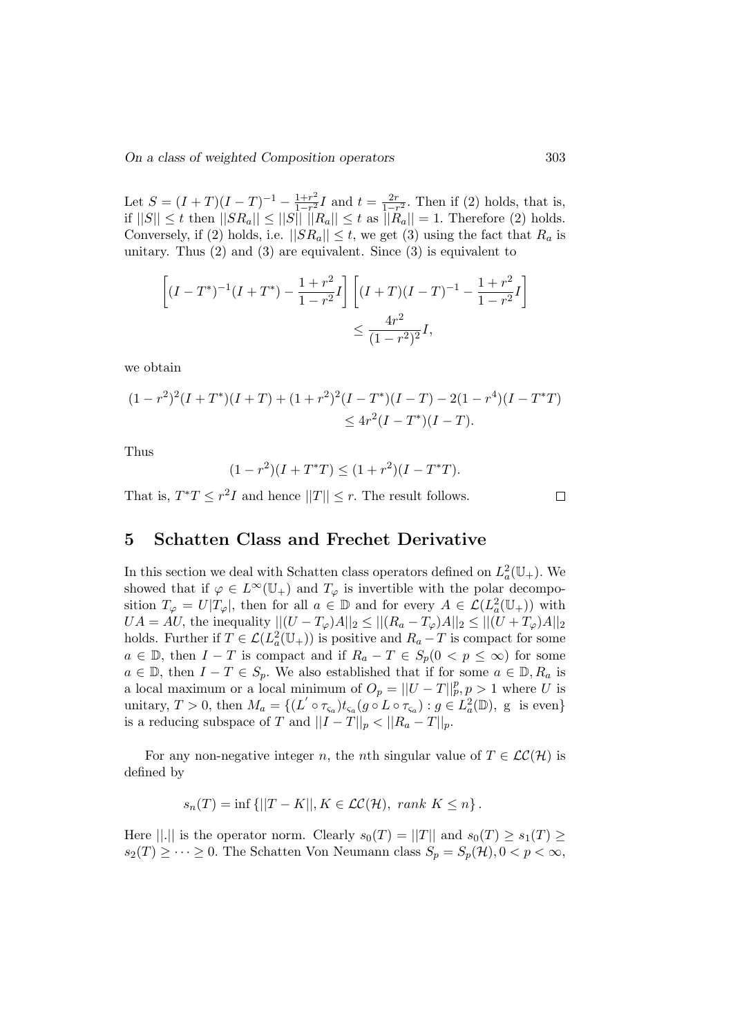Let $S = (I+T)(I-T)^{-1} - \frac{1+r^2}{1-r^2}I$ and $t = \frac{2r}{1-r^2}$. Then if (2) holds, that is, if $||S|| \leq t$ then $||SR_a|| \leq ||S|| \, ||R_a|| \leq t$ as $||R_a|| = 1$. Therefore (2) holds. Conversely, if (2) holds, i.e. $||SR_a|| \leq t$, we get (3) using the fact that $R_a$ is unitary. Thus (2) and (3) are equivalent. Since (3) is equivalent to

$$\left[(I-T^*)^{-1}(I+T^*) - \frac{1+r^2}{1-r^2}I\right]\left[(I+T)(I-T)^{-1} - \frac{1+r^2}{1-r^2}I\right] \leq \frac{4r^2}{(1-r^2)^2}I,$$

we obtain

$$(1-r^2)^2(I+T^*)(I+T) + (1+r^2)^2(I-T^*)(I-T) - 2(1-r^4)(I-T^*T) \leq 4r^2(I-T^*)(I-T).$$

Thus

$$(1-r^2)(I+T^*T) \leq (1+r^2)(I-T^*T).$$

That is, $T^*T \leq r^2 I$ and hence $||T|| \leq r$. The result follows. $\square$

## 5 Schatten Class and Frechet Derivative

In this section we deal with Schatten class operators defined on $L_a^2(\mathbb{U}_+)$. We showed that if $\varphi \in L^\infty(\mathbb{U}_+)$ and $T_\varphi$ is invertible with the polar decomposition $T_\varphi = U|T_\varphi|$, then for all $a \in \mathbb{D}$ and for every $A \in \mathcal{L}(L_a^2(\mathbb{U}_+))$ with $UA = AU$, the inequality $||(U - T_\varphi)A||_2 \leq ||(R_a - T_\varphi)A||_2 \leq ||(U + T_\varphi)A||_2$ holds. Further if $T \in \mathcal{L}(L_a^2(\mathbb{U}_+))$ is positive and $R_a - T$ is compact for some $a \in \mathbb{D}$, then $I - T$ is compact and if $R_a - T \in S_p (0 < p \leq \infty)$ for some $a \in \mathbb{D}$, then $I - T \in S_p$. We also established that if for some $a \in \mathbb{D}, R_a$ is a local maximum or a local minimum of $O_p = ||U - T||_p^p, p > 1$ where $U$ is unitary, $T > 0$, then $M_a = \{(L' \circ \tau_{\varsigma_a})t_{\varsigma_a}(g \circ L \circ \tau_{\varsigma_a}) : g \in L_a^2(\mathbb{D}), \text{ g is even}\}$ is a reducing subspace of $T$ and $||I - T||_p < ||R_a - T||_p$.

For any non-negative integer $n$, the $n$th singular value of $T \in \mathcal{LC}(\mathcal{H})$ is defined by

$$s_n(T) = \inf\{||T - K||, K \in \mathcal{LC}(\mathcal{H}), \ rank \ K \leq n\}.$$

Here $||.||$ is the operator norm. Clearly $s_0(T) = ||T||$ and $s_0(T) \geq s_1(T) \geq s_2(T) \geq \cdots \geq 0$. The Schatten Von Neumann class $S_p = S_p(\mathcal{H}), 0 < p < \infty$,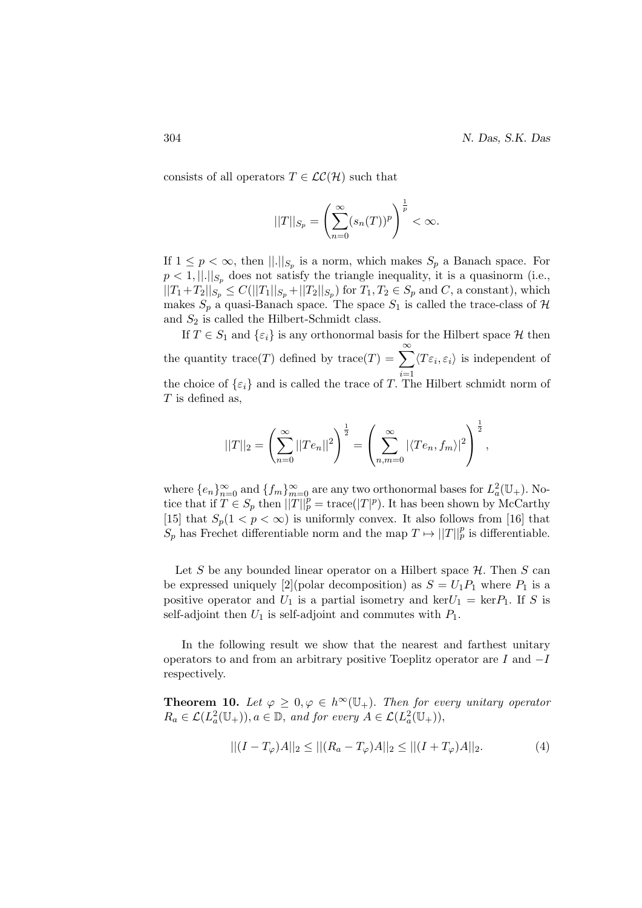consists of all operators $T \in \mathcal{LC}(\mathcal{H})$ such that

$$||T||_{S_p} = \left( \sum_{n=0}^{\infty} (s_n(T))^p \right)^{\frac{1}{p}} < \infty.$$

If $1 \leq p < \infty$, then $||.||_{S_p}$ is a norm, which makes $S_p$ a Banach space. For $p < 1, ||.||_{S_p}$ does not satisfy the triangle inequality, it is a quasinorm (i.e., $||T_1 + T_2||_{S_p} \leq C(||T_1||_{S_p} + ||T_2||_{S_p})$ for $T_1, T_2 \in S_p$ and $C$, a constant), which makes $S_p$ a quasi-Banach space. The space $S_1$ is called the trace-class of $\mathcal{H}$ and $S_2$ is called the Hilbert-Schmidt class.

If $T \in S_1$ and $\{\varepsilon_i\}$ is any orthonormal basis for the Hilbert space $\mathcal{H}$ then the quantity trace$(T)$ defined by trace$(T) = \sum_{i=1}^{\infty} \langle T\varepsilon_i, \varepsilon_i \rangle$ is independent of the choice of $\{\varepsilon_i\}$ and is called the trace of $T$. The Hilbert schmidt norm of $T$ is defined as,

$$||T||_2 = \left( \sum_{n=0}^{\infty} ||Te_n||^2 \right)^{\frac{1}{2}} = \left( \sum_{n,m=0}^{\infty} |\langle Te_n, f_m \rangle|^2 \right)^{\frac{1}{2}},$$

where $\{e_n\}_{n=0}^{\infty}$ and $\{f_m\}_{m=0}^{\infty}$ are any two orthonormal bases for $L_a^2(\mathbb{U}_+)$. Notice that if $T \in S_p$ then $||T||_p^p = \text{trace}(|T|^p)$. It has been shown by McCarthy [15] that $S_p (1 < p < \infty)$ is uniformly convex. It also follows from [16] that $S_p$ has Frechet differentiable norm and the map $T \mapsto ||T||_p^p$ is differentiable.

Let $S$ be any bounded linear operator on a Hilbert space $\mathcal{H}$. Then $S$ can be expressed uniquely [2](polar decomposition) as $S = U_1 P_1$ where $P_1$ is a positive operator and $U_1$ is a partial isometry and $\ker U_1 = \ker P_1$. If $S$ is self-adjoint then $U_1$ is self-adjoint and commutes with $P_1$.

In the following result we show that the nearest and farthest unitary operators to and from an arbitrary positive Toeplitz operator are $I$ and $-I$ respectively.

**Theorem 10.** *Let $\varphi \geq 0, \varphi \in h^{\infty}(\mathbb{U}_+)$. Then for every unitary operator $R_a \in \mathcal{L}(L_a^2(\mathbb{U}_+)), a \in \mathbb{D}$, and for every $A \in \mathcal{L}(L_a^2(\mathbb{U}_+))$,*

$$||(I - T_{\varphi})A||_2 \leq ||(R_a - T_{\varphi})A||_2 \leq ||(I + T_{\varphi})A||_2. \tag{4}$$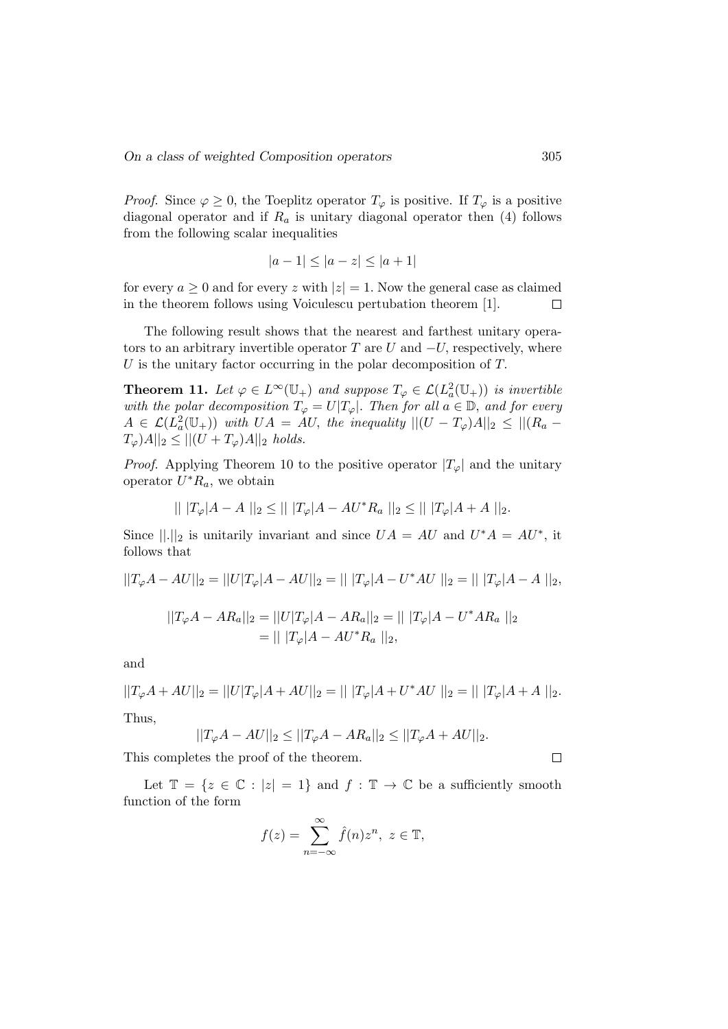*Proof.* Since $\varphi \geq 0$, the Toeplitz operator $T_\varphi$ is positive. If $T_\varphi$ is a positive diagonal operator and if $R_a$ is unitary diagonal operator then (4) follows from the following scalar inequalities

$$|a-1| \leq |a-z| \leq |a+1|$$

for every $a \geq 0$ and for every $z$ with $|z| = 1$. Now the general case as claimed in the theorem follows using Voiculescu pertubation theorem [1]. $\square$

The following result shows that the nearest and farthest unitary operators to an arbitrary invertible operator $T$ are $U$ and $-U$, respectively, where $U$ is the unitary factor occurring in the polar decomposition of $T$.

**Theorem 11.** *Let $\varphi \in L^\infty(\mathbb{U}_+)$ and suppose $T_\varphi \in \mathcal{L}(L^2_a(\mathbb{U}_+))$ is invertible with the polar decomposition $T_\varphi = U|T_\varphi|$. Then for all $a \in \mathbb{D}$, and for every $A \in \mathcal{L}(L^2_a(\mathbb{U}_+))$ with $UA = AU$, the inequality $||(U - T_\varphi)A||_2 \leq ||(R_a - T_\varphi)A||_2 \leq ||(U + T_\varphi)A||_2$ holds.*

*Proof.* Applying Theorem 10 to the positive operator $|T_\varphi|$ and the unitary operator $U^*R_a$, we obtain

$$||\ |T_\varphi|A - A\ ||_2 \leq ||\ |T_\varphi|A - AU^*R_a\ ||_2 \leq ||\ |T_\varphi|A + A\ ||_2.$$

Since $||.||_2$ is unitarily invariant and since $UA = AU$ and $U^*A = AU^*$, it follows that

$$||T_\varphi A - AU||_2 = ||U|T_\varphi|A - AU||_2 = ||\ |T_\varphi|A - U^*AU\ ||_2 = ||\ |T_\varphi|A - A\ ||_2,$$

$$\begin{aligned} ||T_\varphi A - AR_a||_2 &= ||U|T_\varphi|A - AR_a||_2 = ||\ |T_\varphi|A - U^*AR_a\ ||_2 \\ &= ||\ |T_\varphi|A - AU^*R_a\ ||_2, \end{aligned}$$

and

$$||T_\varphi A + AU||_2 = ||U|T_\varphi|A + AU||_2 = ||\ |T_\varphi|A + U^*AU\ ||_2 = ||\ |T_\varphi|A + A\ ||_2.$$

Thus,

$$||T_\varphi A - AU||_2 \leq ||T_\varphi A - AR_a||_2 \leq ||T_\varphi A + AU||_2.$$

This completes the proof of the theorem. $\square$

Let $\mathbb{T} = \{z \in \mathbb{C} : |z| = 1\}$ and $f : \mathbb{T} \to \mathbb{C}$ be a sufficiently smooth function of the form

$$f(z) = \sum_{n=-\infty}^{\infty} \hat{f}(n) z^n,\ z \in \mathbb{T},$$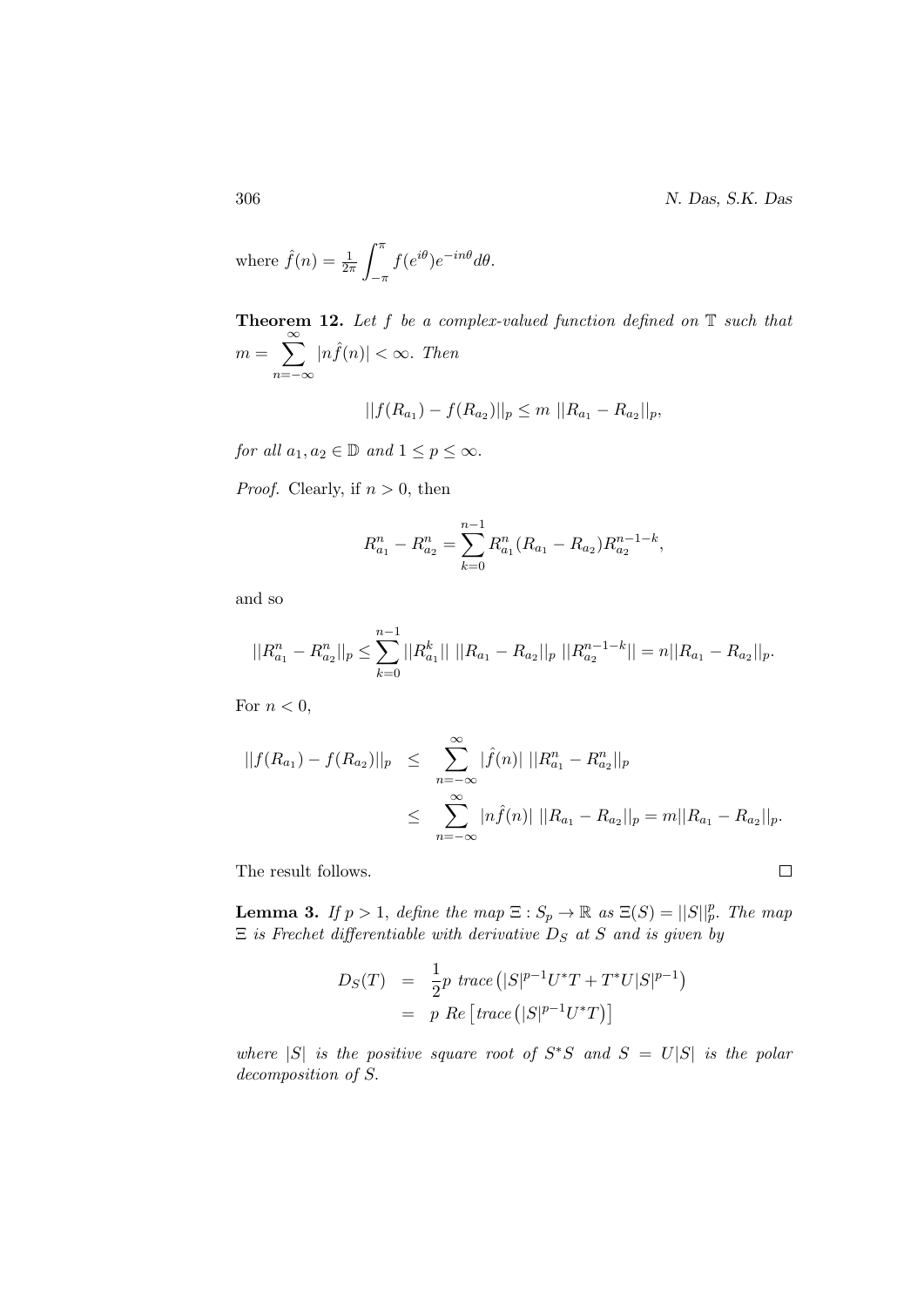where $\hat{f}(n) = \frac{1}{2\pi}\int_{-\pi}^{\pi} f(e^{i\theta})e^{-in\theta}d\theta$.

**Theorem 12.** *Let $f$ be a complex-valued function defined on $\mathbb{T}$ such that $m = \sum_{n=-\infty}^{\infty} |n\hat{f}(n)| < \infty$. Then*

$$||f(R_{a_1}) - f(R_{a_2})||_p \leq m\ ||R_{a_1} - R_{a_2}||_p,$$

*for all $a_1, a_2 \in \mathbb{D}$ and $1 \leq p \leq \infty$.*

*Proof.* Clearly, if $n > 0$, then

$$R_{a_1}^n - R_{a_2}^n = \sum_{k=0}^{n-1} R_{a_1}^n (R_{a_1} - R_{a_2}) R_{a_2}^{n-1-k},$$

and so

$$||R_{a_1}^n - R_{a_2}^n||_p \leq \sum_{k=0}^{n-1} ||R_{a_1}^k||\ ||R_{a_1} - R_{a_2}||_p\ ||R_{a_2}^{n-1-k}|| = n||R_{a_1} - R_{a_2}||_p.$$

For $n < 0$,

$$\begin{aligned} ||f(R_{a_1}) - f(R_{a_2})||_p &\leq \sum_{n=-\infty}^{\infty} |\hat{f}(n)|\ ||R_{a_1}^n - R_{a_2}^n||_p \\ &\leq \sum_{n=-\infty}^{\infty} |n\hat{f}(n)|\ ||R_{a_1} - R_{a_2}||_p = m||R_{a_1} - R_{a_2}||_p. \end{aligned}$$

The result follows. $\square$

**Lemma 3.** *If $p > 1$, define the map $\Xi : S_p \to \mathbb{R}$ as $\Xi(S) = ||S||_p^p$. The map $\Xi$ is Frechet differentiable with derivative $D_S$ at $S$ and is given by*

$$\begin{aligned} D_S(T) &= \frac{1}{2}p\ trace\left(|S|^{p-1}U^*T + T^*U|S|^{p-1}\right) \\ &= p\ Re\left[trace\left(|S|^{p-1}U^*T\right)\right] \end{aligned}$$

*where $|S|$ is the positive square root of $S^*S$ and $S = U|S|$ is the polar decomposition of $S$.*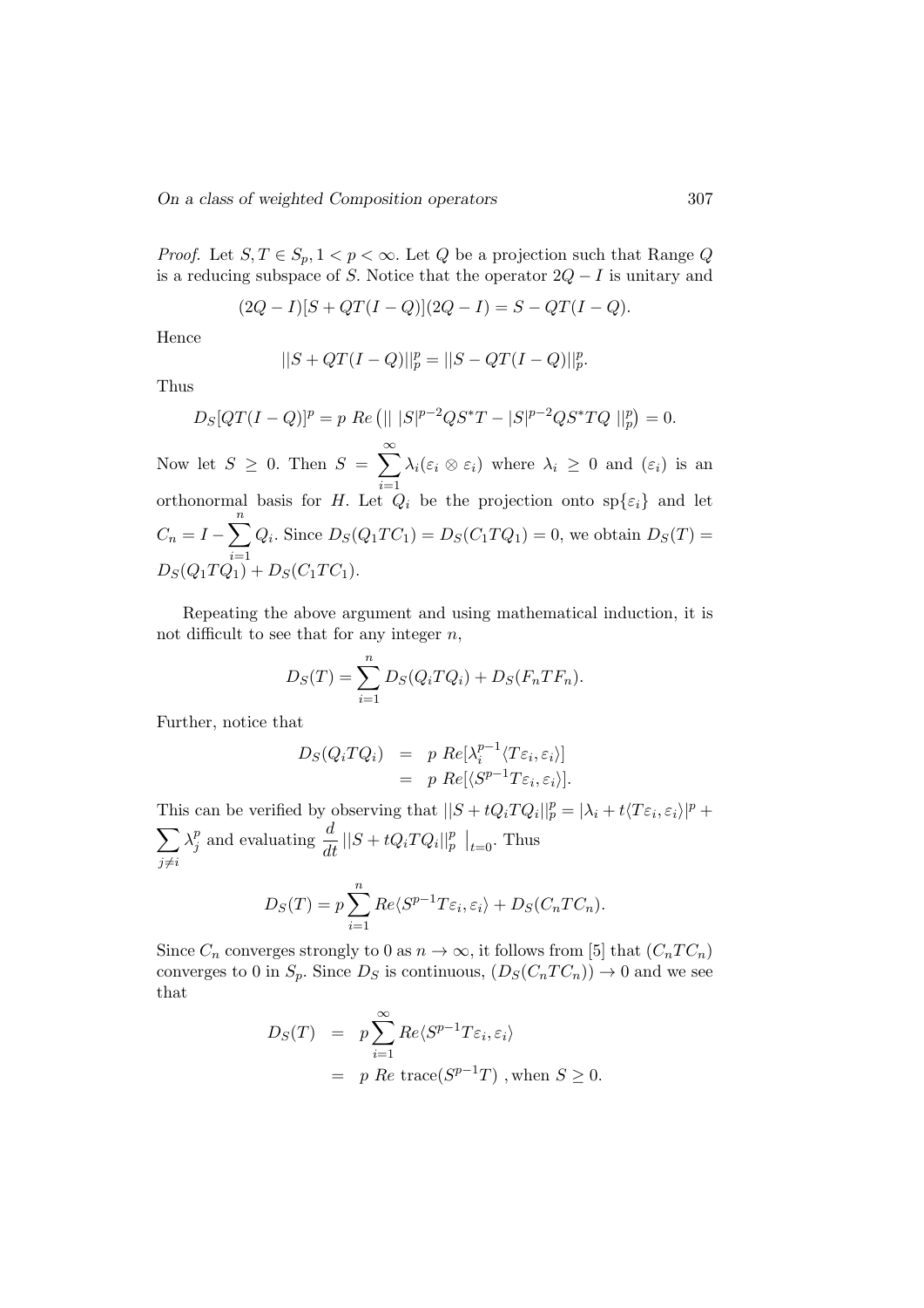*Proof.* Let $S, T \in S_p, 1 < p < \infty$. Let $Q$ be a projection such that Range $Q$ is a reducing subspace of $S$. Notice that the operator $2Q - I$ is unitary and

$$(2Q - I)[S + QT(I - Q)](2Q - I) = S - QT(I - Q).$$

Hence

$$||S + QT(I - Q)||_p^p = ||S - QT(I - Q)||_p^p.$$

Thus

$$D_S[QT(I - Q)]^p = p \ Re\left(|| \ |S|^{p-2}QS^*T - |S|^{p-2}QS^*TQ \ ||_p^p\right) = 0.$$

Now let $S \geq 0$. Then $S = \sum_{i=1}^{\infty} \lambda_i(\varepsilon_i \otimes \varepsilon_i)$ where $\lambda_i \geq 0$ and $(\varepsilon_i)$ is an orthonormal basis for $H$. Let $Q_i$ be the projection onto $\text{sp}\{\varepsilon_i\}$ and let $C_n = I - \sum_{i=1}^{n} Q_i$. Since $D_S(Q_1TC_1) = D_S(C_1TQ_1) = 0$, we obtain $D_S(T) = D_S(Q_1TQ_1) + D_S(C_1TC_1)$.

Repeating the above argument and using mathematical induction, it is not difficult to see that for any integer $n$,

$$D_S(T) = \sum_{i=1}^{n} D_S(Q_iTQ_i) + D_S(F_nTF_n).$$

Further, notice that

$$\begin{aligned} D_S(Q_iTQ_i) &= p \ Re[\lambda_i^{p-1}\langle T\varepsilon_i, \varepsilon_i\rangle] \\ &= p \ Re[\langle S^{p-1}T\varepsilon_i, \varepsilon_i\rangle]. \end{aligned}$$

This can be verified by observing that $||S + tQ_iTQ_i||_p^p = |\lambda_i + t\langle T\varepsilon_i, \varepsilon_i\rangle|^p + \sum_{j \neq i} \lambda_j^p$ and evaluating $\frac{d}{dt}||S + tQ_iTQ_i||_p^p \ \big|_{t=0}$. Thus

$$D_S(T) = p\sum_{i=1}^{n} Re\langle S^{p-1}T\varepsilon_i, \varepsilon_i\rangle + D_S(C_nTC_n).$$

Since $C_n$ converges strongly to 0 as $n \to \infty$, it follows from [5] that $(C_nTC_n)$ converges to 0 in $S_p$. Since $D_S$ is continuous, $(D_S(C_nTC_n)) \to 0$ and we see that

$$\begin{aligned} D_S(T) &= p\sum_{i=1}^{\infty} Re\langle S^{p-1}T\varepsilon_i, \varepsilon_i\rangle \\ &= p \ Re \ \text{trace}(S^{p-1}T) \text{ , when } S \geq 0. \end{aligned}$$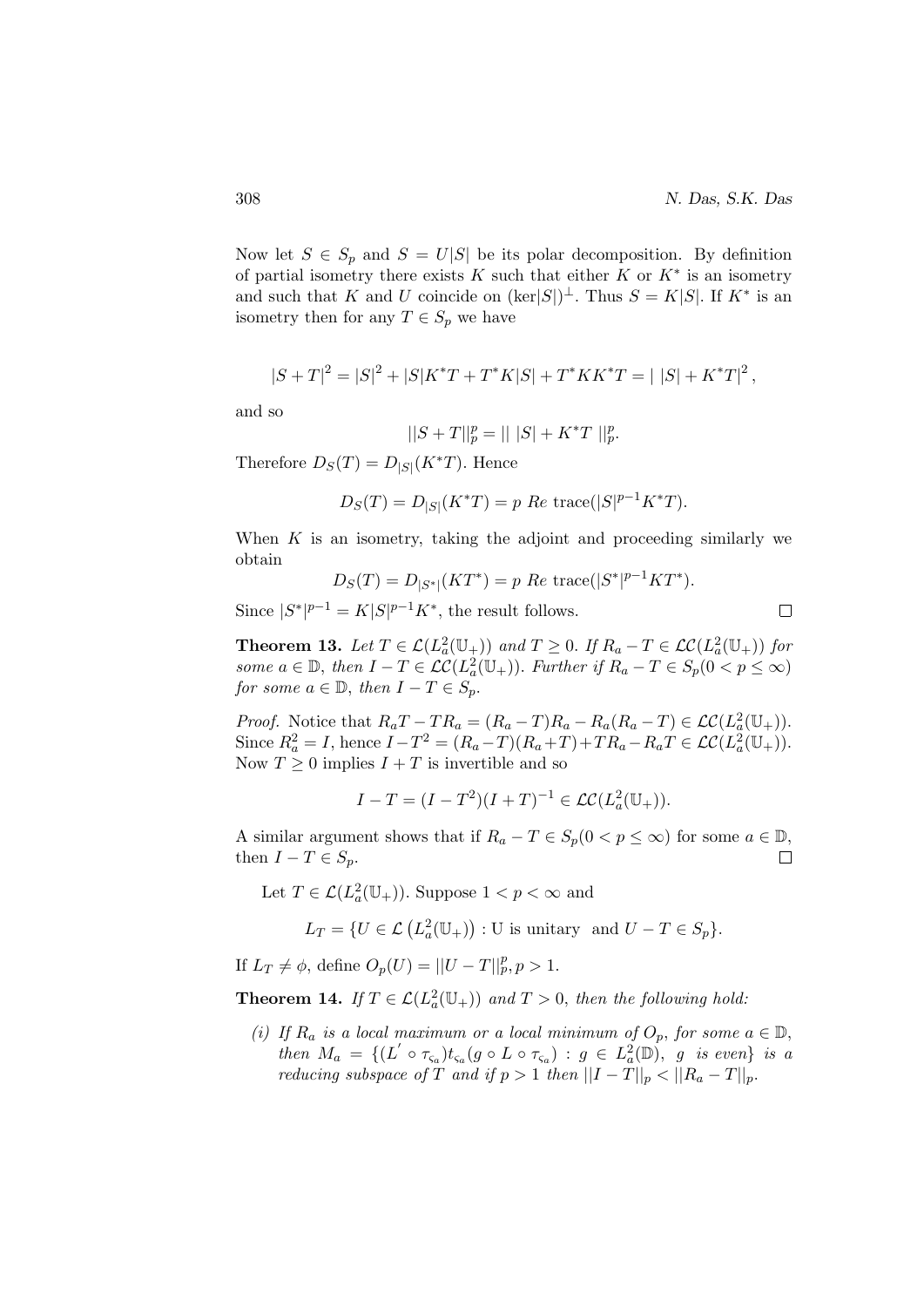Now let $S \in S_p$ and $S = U|S|$ be its polar decomposition. By definition of partial isometry there exists $K$ such that either $K$ or $K^*$ is an isometry and such that $K$ and $U$ coincide on $(\ker|S|)^{\perp}$. Thus $S = K|S|$. If $K^*$ is an isometry then for any $T \in S_p$ we have

$$|S+T|^2 = |S|^2 + |S|K^*T + T^*K|S| + T^*KK^*T = |\ |S| + K^*T|^2,$$

and so

$$||S+T||_p^p = ||\ |S| + K^*T\ ||_p^p.$$

Therefore $D_S(T) = D_{|S|}(K^*T)$. Hence

$$D_S(T) = D_{|S|}(K^*T) = p \ Re \ \text{trace}(|S|^{p-1}K^*T).$$

When $K$ is an isometry, taking the adjoint and proceeding similarly we obtain

$$D_S(T) = D_{|S^*|}(KT^*) = p \ Re \ \text{trace}(|S^*|^{p-1}KT^*).$$

Since $|S^*|^{p-1} = K|S|^{p-1}K^*$, the result follows. □

**Theorem 13.** *Let $T \in \mathcal{L}(L_a^2(\mathbb{U}_+))$ and $T \geq 0$. If $R_a - T \in \mathcal{LC}(L_a^2(\mathbb{U}_+))$ for some $a \in \mathbb{D}$, then $I - T \in \mathcal{LC}(L_a^2(\mathbb{U}_+))$. Further if $R_a - T \in S_p (0 < p \leq \infty)$ for some $a \in \mathbb{D}$, then $I - T \in S_p$.*

*Proof.* Notice that $R_aT - TR_a = (R_a - T)R_a - R_a(R_a - T) \in \mathcal{LC}(L_a^2(\mathbb{U}_+))$. Since $R_a^2 = I$, hence $I - T^2 = (R_a - T)(R_a + T) + TR_a - R_aT \in \mathcal{LC}(L_a^2(\mathbb{U}_+))$. Now $T \geq 0$ implies $I + T$ is invertible and so

$$I - T = (I - T^2)(I + T)^{-1} \in \mathcal{LC}(L_a^2(\mathbb{U}_+)).$$

A similar argument shows that if $R_a - T \in S_p (0 < p \leq \infty)$ for some $a \in \mathbb{D}$, then $I - T \in S_p$. □

Let $T \in \mathcal{L}(L_a^2(\mathbb{U}_+))$. Suppose $1 < p < \infty$ and

$$L_T = \{U \in \mathcal{L}\left(L_a^2(\mathbb{U}_+)\right) : \text{U is unitary and } U - T \in S_p\}.$$

If $L_T \neq \phi$, define $O_p(U) = ||U - T||_p^p, p > 1$.

**Theorem 14.** *If $T \in \mathcal{L}(L_a^2(\mathbb{U}_+))$ and $T > 0$, then the following hold:*

*(i) If $R_a$ is a local maximum or a local minimum of $O_p$, for some $a \in \mathbb{D}$, then $M_a = \{(L' \circ \tau_{\varsigma_a})t_{\varsigma_a}(g \circ L \circ \tau_{\varsigma_a}) : g \in L_a^2(\mathbb{D}),\ g \text{ is even}\}$ is a reducing subspace of $T$ and if $p > 1$ then $||I - T||_p < ||R_a - T||_p$.*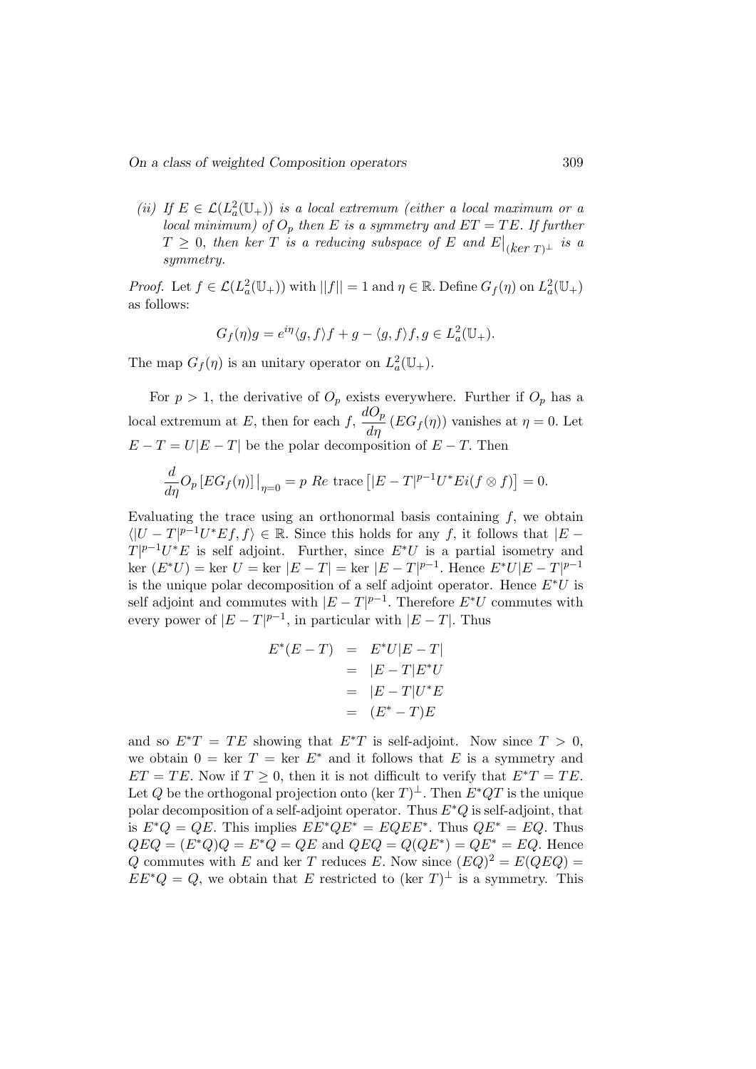*(ii) If $E \in \mathcal{L}(L^2_a(\mathbb{U}_+))$ is a local extremum (either a local maximum or a local minimum) of $O_p$ then $E$ is a symmetry and $ET = TE$. If further $T \geq 0$, then ker $T$ is a reducing subspace of $E$ and $E\big|_{(ker\ T)^{\perp}}$ is a symmetry.*

*Proof.* Let $f \in \mathcal{L}(L^2_a(\mathbb{U}_+))$ with $||f|| = 1$ and $\eta \in \mathbb{R}$. Define $G_f(\eta)$ on $L^2_a(\mathbb{U}_+)$ as follows:

$$G_f(\eta)g = e^{i\eta}\langle g, f\rangle f + g - \langle g, f\rangle f, g \in L^2_a(\mathbb{U}_+).$$

The map $G_f(\eta)$ is an unitary operator on $L^2_a(\mathbb{U}_+)$.

For $p > 1$, the derivative of $O_p$ exists everywhere. Further if $O_p$ has a local extremum at $E$, then for each $f$, $\dfrac{dO_p}{d\eta}\left(EG_f(\eta)\right)$ vanishes at $\eta = 0$. Let $E - T = U|E - T|$ be the polar decomposition of $E - T$. Then

$$\frac{d}{d\eta}O_p\left[EG_f(\eta)\right]\big|_{\eta=0} = p\ Re \text{ trace}\left[|E-T|^{p-1}U^*Ei(f\otimes f)\right] = 0.$$

Evaluating the trace using an orthonormal basis containing $f$, we obtain $\langle|U - T|^{p-1}U^*Ef, f\rangle \in \mathbb{R}$. Since this holds for any $f$, it follows that $|E - T|^{p-1}U^*E$ is self adjoint. Further, since $E^*U$ is a partial isometry and ker $(E^*U) =$ ker $U =$ ker $|E - T| =$ ker $|E - T|^{p-1}$. Hence $E^*U|E - T|^{p-1}$ is the unique polar decomposition of a self adjoint operator. Hence $E^*U$ is self adjoint and commutes with $|E - T|^{p-1}$. Therefore $E^*U$ commutes with every power of $|E - T|^{p-1}$, in particular with $|E - T|$. Thus

$$\begin{aligned} E^*(E-T) &= E^*U|E-T| \\ &= |E-T|E^*U \\ &= |E-T|U^*E \\ &= (E^*-T)E \end{aligned}$$

and so $E^*T = TE$ showing that $E^*T$ is self-adjoint. Now since $T > 0$, we obtain $0 =$ ker $T =$ ker $E^*$ and it follows that $E$ is a symmetry and $ET = TE$. Now if $T \geq 0$, then it is not difficult to verify that $E^*T = TE$. Let $Q$ be the orthogonal projection onto (ker $T)^{\perp}$. Then $E^*QT$ is the unique polar decomposition of a self-adjoint operator. Thus $E^*Q$ is self-adjoint, that is $E^*Q = QE$. This implies $EE^*QE^* = EQEE^*$. Thus $QE^* = EQ$. Thus $QEQ = (E^*Q)Q = E^*Q = QE$ and $QEQ = Q(QE^*) = QE^* = EQ$. Hence $Q$ commutes with $E$ and ker $T$ reduces $E$. Now since $(EQ)^2 = E(QEQ) = EE^*Q = Q$, we obtain that $E$ restricted to (ker $T)^{\perp}$ is a symmetry. This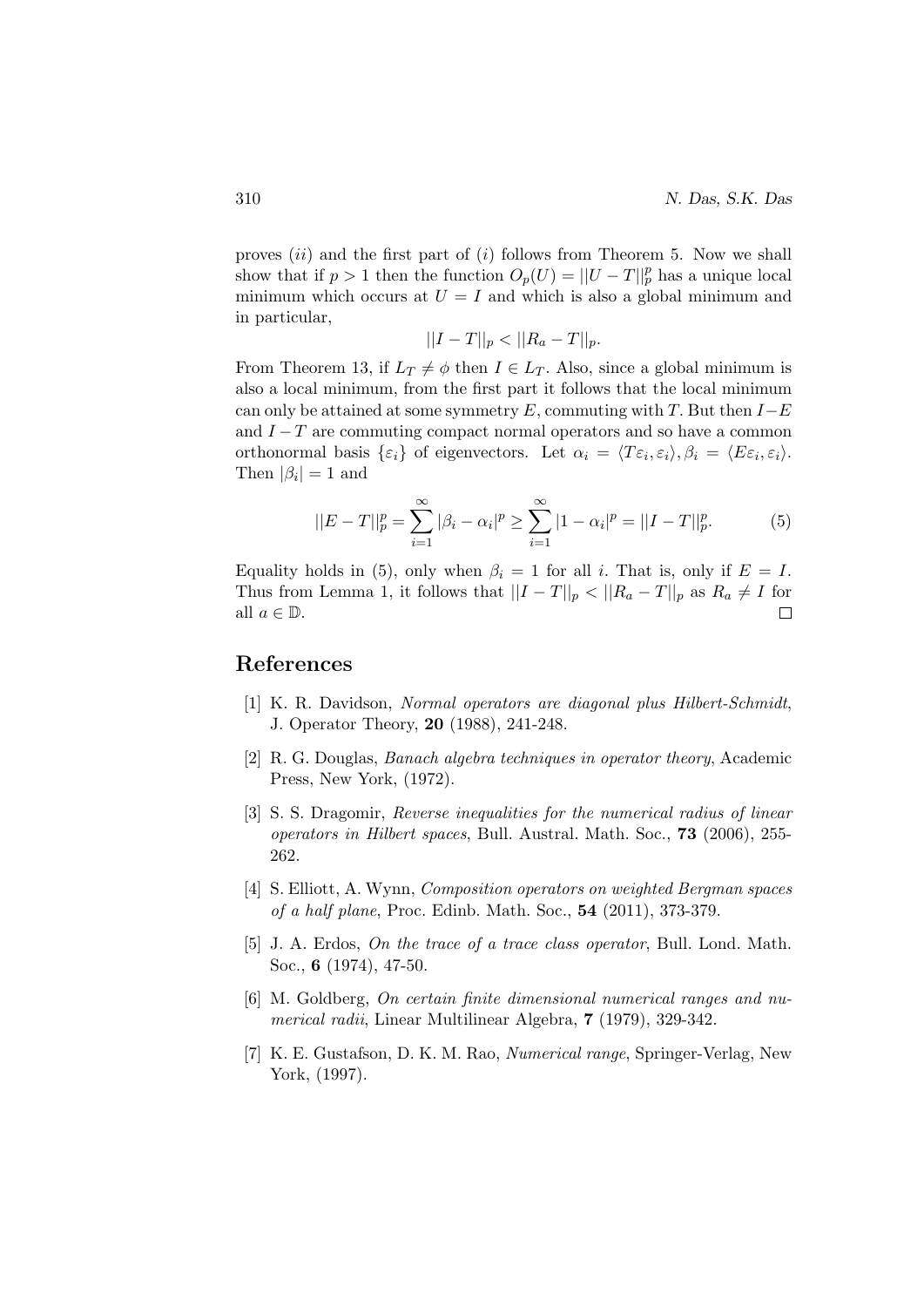proves $(ii)$ and the first part of $(i)$ follows from Theorem 5. Now we shall show that if $p > 1$ then the function $O_p(U) = ||U - T||_p^p$ has a unique local minimum which occurs at $U = I$ and which is also a global minimum and in particular,

$$||I - T||_p < ||R_a - T||_p.$$

From Theorem 13, if $L_T \neq \phi$ then $I \in L_T$. Also, since a global minimum is also a local minimum, from the first part it follows that the local minimum can only be attained at some symmetry $E$, commuting with $T$. But then $I - E$ and $I - T$ are commuting compact normal operators and so have a common orthonormal basis $\{\varepsilon_i\}$ of eigenvectors. Let $\alpha_i = \langle T\varepsilon_i, \varepsilon_i\rangle, \beta_i = \langle E\varepsilon_i, \varepsilon_i\rangle$. Then $|\beta_i| = 1$ and

$$||E - T||_p^p = \sum_{i=1}^{\infty} |\beta_i - \alpha_i|^p \geq \sum_{i=1}^{\infty} |1 - \alpha_i|^p = ||I - T||_p^p. \tag{5}$$

Equality holds in (5), only when $\beta_i = 1$ for all $i$. That is, only if $E = I$. Thus from Lemma 1, it follows that $||I - T||_p < ||R_a - T||_p$ as $R_a \neq I$ for all $a \in \mathbb{D}$. $\square$

## References

[1] K. R. Davidson, *Normal operators are diagonal plus Hilbert-Schmidt*, J. Operator Theory, **20** (1988), 241-248.

[2] R. G. Douglas, *Banach algebra techniques in operator theory*, Academic Press, New York, (1972).

[3] S. S. Dragomir, *Reverse inequalities for the numerical radius of linear operators in Hilbert spaces*, Bull. Austral. Math. Soc., **73** (2006), 255-262.

[4] S. Elliott, A. Wynn, *Composition operators on weighted Bergman spaces of a half plane*, Proc. Edinb. Math. Soc., **54** (2011), 373-379.

[5] J. A. Erdos, *On the trace of a trace class operator*, Bull. Lond. Math. Soc., **6** (1974), 47-50.

[6] M. Goldberg, *On certain finite dimensional numerical ranges and numerical radii*, Linear Multilinear Algebra, **7** (1979), 329-342.

[7] K. E. Gustafson, D. K. M. Rao, *Numerical range*, Springer-Verlag, New York, (1997).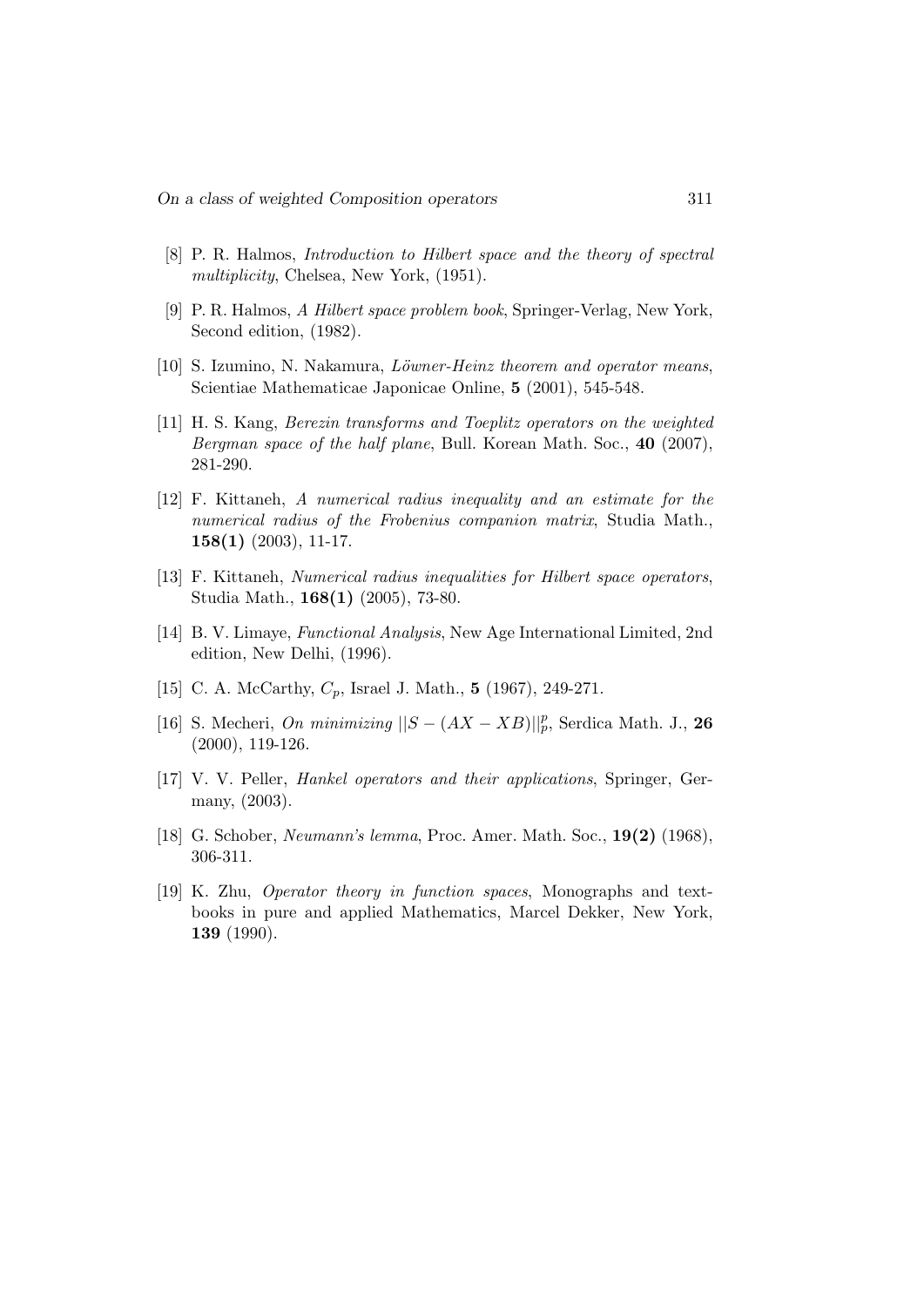[8] P. R. Halmos, *Introduction to Hilbert space and the theory of spectral multiplicity*, Chelsea, New York, (1951).

[9] P. R. Halmos, *A Hilbert space problem book*, Springer-Verlag, New York, Second edition, (1982).

[10] S. Izumino, N. Nakamura, *Löwner-Heinz theorem and operator means*, Scientiae Mathematicae Japonicae Online, **5** (2001), 545-548.

[11] H. S. Kang, *Berezin transforms and Toeplitz operators on the weighted Bergman space of the half plane*, Bull. Korean Math. Soc., **40** (2007), 281-290.

[12] F. Kittaneh, *A numerical radius inequality and an estimate for the numerical radius of the Frobenius companion matrix*, Studia Math., **158(1)** (2003), 11-17.

[13] F. Kittaneh, *Numerical radius inequalities for Hilbert space operators*, Studia Math., **168(1)** (2005), 73-80.

[14] B. V. Limaye, *Functional Analysis*, New Age International Limited, 2nd edition, New Delhi, (1996).

[15] C. A. McCarthy, $C_p$, Israel J. Math., **5** (1967), 249-271.

[16] S. Mecheri, *On minimizing* $||S - (AX - XB)||_p^p$, Serdica Math. J., **26** (2000), 119-126.

[17] V. V. Peller, *Hankel operators and their applications*, Springer, Germany, (2003).

[18] G. Schober, *Neumann's lemma*, Proc. Amer. Math. Soc., **19(2)** (1968), 306-311.

[19] K. Zhu, *Operator theory in function spaces*, Monographs and textbooks in pure and applied Mathematics, Marcel Dekker, New York, **139** (1990).